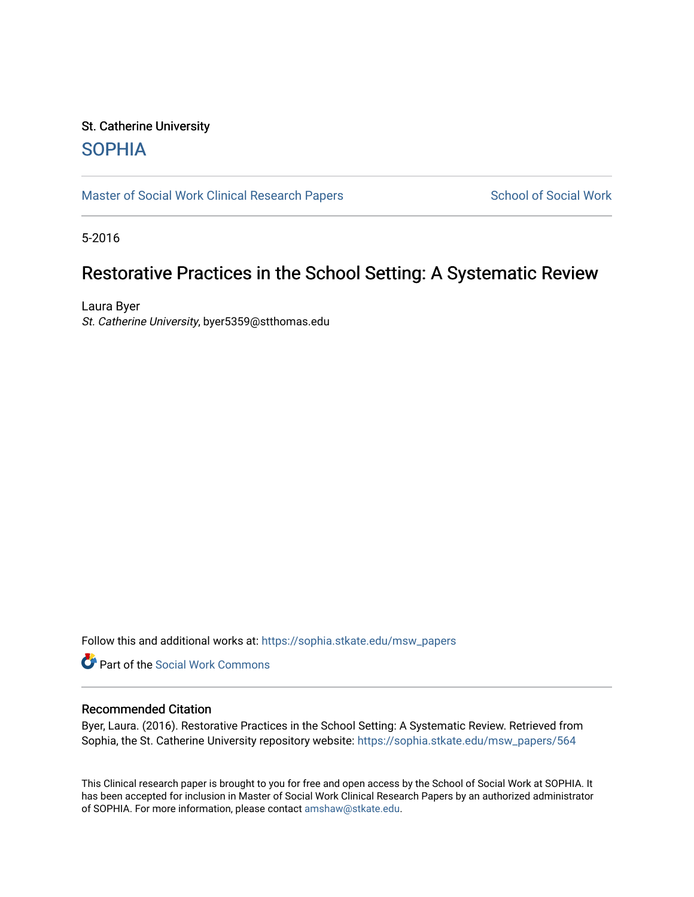St. Catherine University

# SOPHIA

Master of Social Work Clinical Research Papers

School of Social Work

5-2016

# Restorative Practices in the School Setting: A Systematic Review

Laura Byer
*St. Catherine University*, byer5359@stthomas.edu

Follow this and additional works at: https://sophia.stkate.edu/msw_papers

Part of the Social Work Commons

## Recommended Citation

Byer, Laura. (2016). Restorative Practices in the School Setting: A Systematic Review. Retrieved from Sophia, the St. Catherine University repository website: https://sophia.stkate.edu/msw_papers/564

This Clinical research paper is brought to you for free and open access by the School of Social Work at SOPHIA. It has been accepted for inclusion in Master of Social Work Clinical Research Papers by an authorized administrator of SOPHIA. For more information, please contact amshaw@stkate.edu.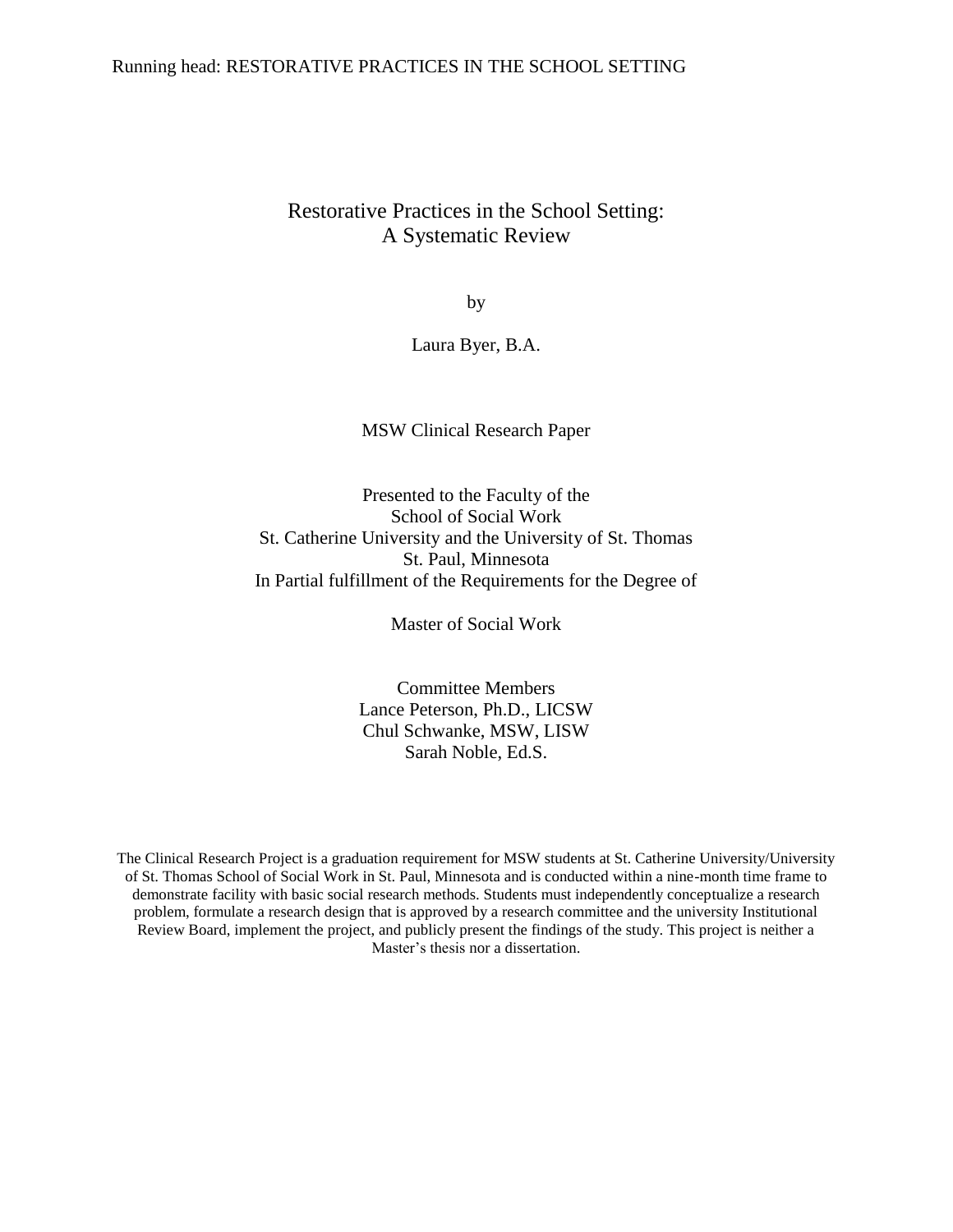# Restorative Practices in the School Setting: A Systematic Review

by

Laura Byer, B.A.

MSW Clinical Research Paper

Presented to the Faculty of the
School of Social Work
St. Catherine University and the University of St. Thomas
St. Paul, Minnesota
In Partial fulfillment of the Requirements for the Degree of

Master of Social Work

Committee Members
Lance Peterson, Ph.D., LICSW
Chul Schwanke, MSW, LISW
Sarah Noble, Ed.S.

The Clinical Research Project is a graduation requirement for MSW students at St. Catherine University/University of St. Thomas School of Social Work in St. Paul, Minnesota and is conducted within a nine-month time frame to demonstrate facility with basic social research methods. Students must independently conceptualize a research problem, formulate a research design that is approved by a research committee and the university Institutional Review Board, implement the project, and publicly present the findings of the study. This project is neither a Master's thesis nor a dissertation.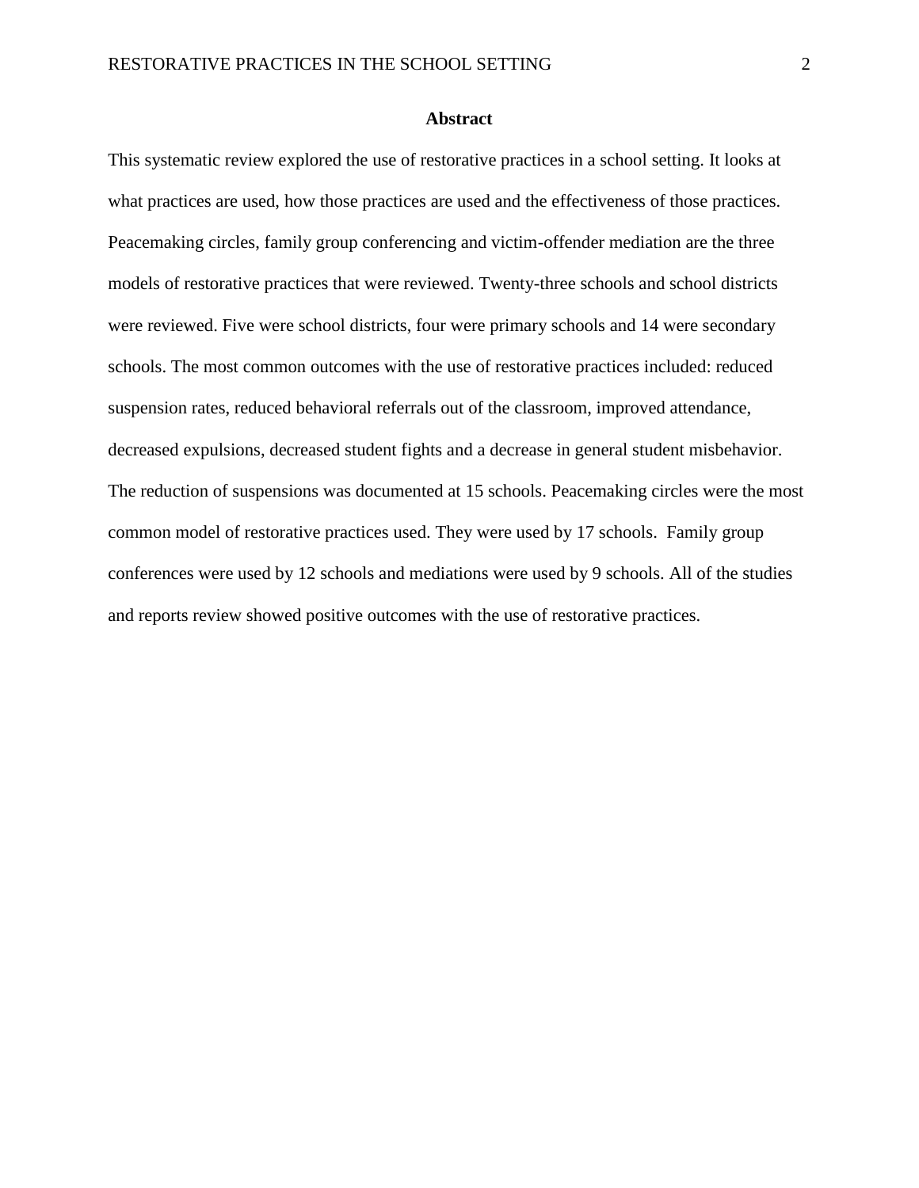## Abstract

This systematic review explored the use of restorative practices in a school setting. It looks at what practices are used, how those practices are used and the effectiveness of those practices. Peacemaking circles, family group conferencing and victim-offender mediation are the three models of restorative practices that were reviewed. Twenty-three schools and school districts were reviewed. Five were school districts, four were primary schools and 14 were secondary schools. The most common outcomes with the use of restorative practices included: reduced suspension rates, reduced behavioral referrals out of the classroom, improved attendance, decreased expulsions, decreased student fights and a decrease in general student misbehavior. The reduction of suspensions was documented at 15 schools. Peacemaking circles were the most common model of restorative practices used. They were used by 17 schools. Family group conferences were used by 12 schools and mediations were used by 9 schools. All of the studies and reports review showed positive outcomes with the use of restorative practices.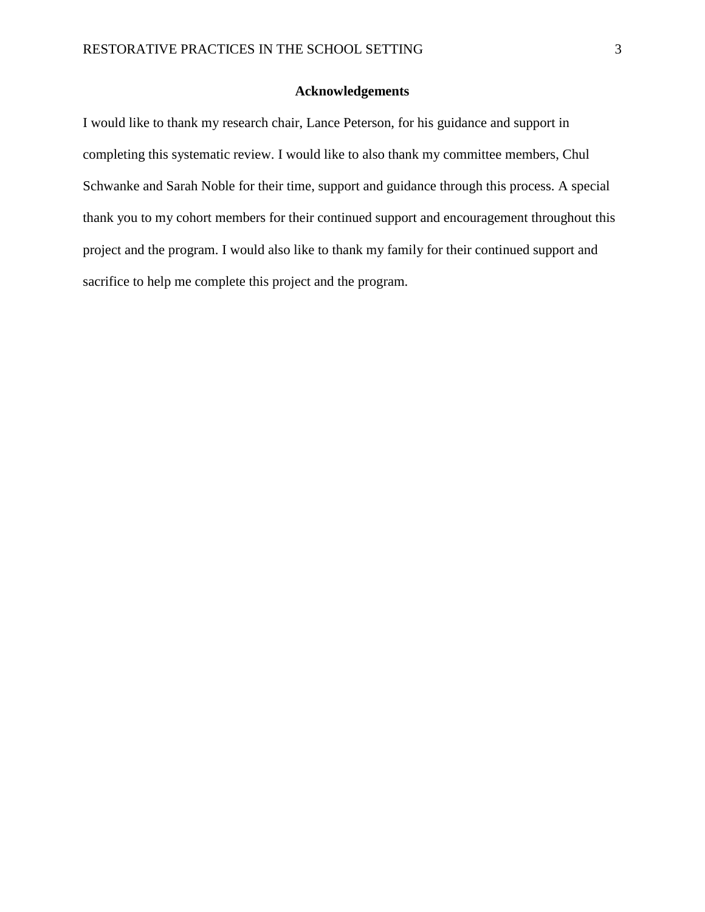## Acknowledgements

I would like to thank my research chair, Lance Peterson, for his guidance and support in completing this systematic review. I would like to also thank my committee members, Chul Schwanke and Sarah Noble for their time, support and guidance through this process. A special thank you to my cohort members for their continued support and encouragement throughout this project and the program. I would also like to thank my family for their continued support and sacrifice to help me complete this project and the program.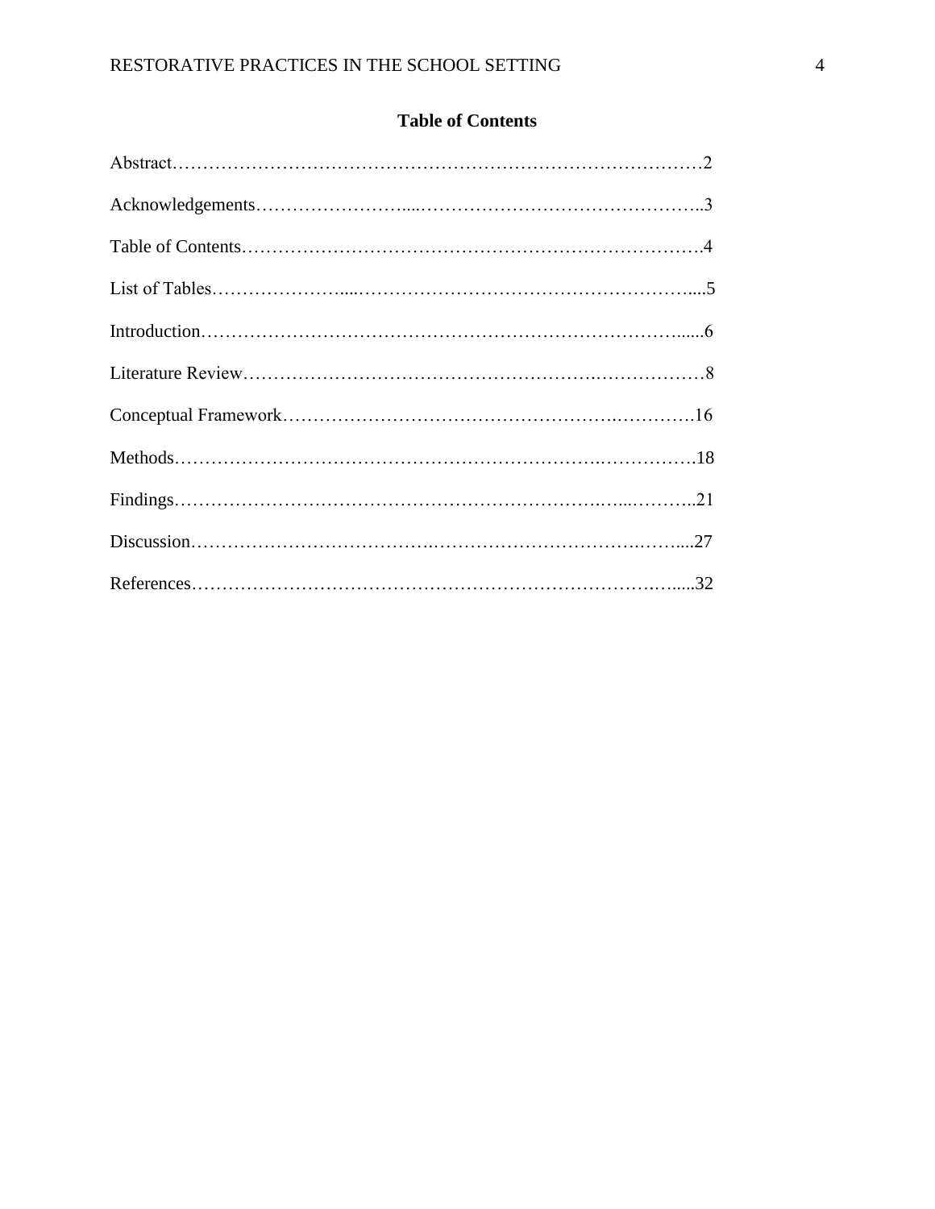## Table of Contents

Abstract……………………………………………………………………………2

Acknowledgements……………………....………………………………………..3

Table of Contents…………………………………………………………………4

List of Tables…………………....……………………………………………....5

Introduction…………………………………………………………………......6

Literature Review……………………………………………….………………8

Conceptual Framework……………………………………………….………….16

Methods……………………………………………………….…………….18

Findings………………………………………………………….…...………..21

Discussion……………………………….…………………………….……....27

References……………………………………………………………….….....32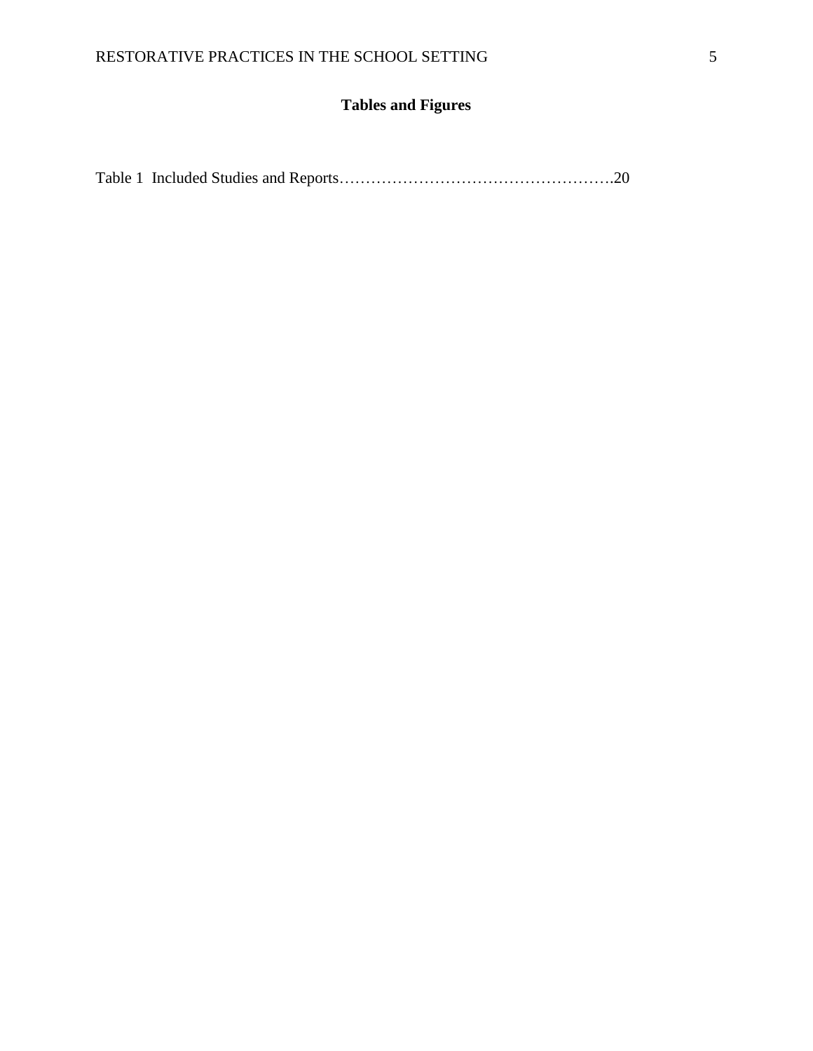# Tables and Figures

Table 1 Included Studies and Reports……………………………………………….20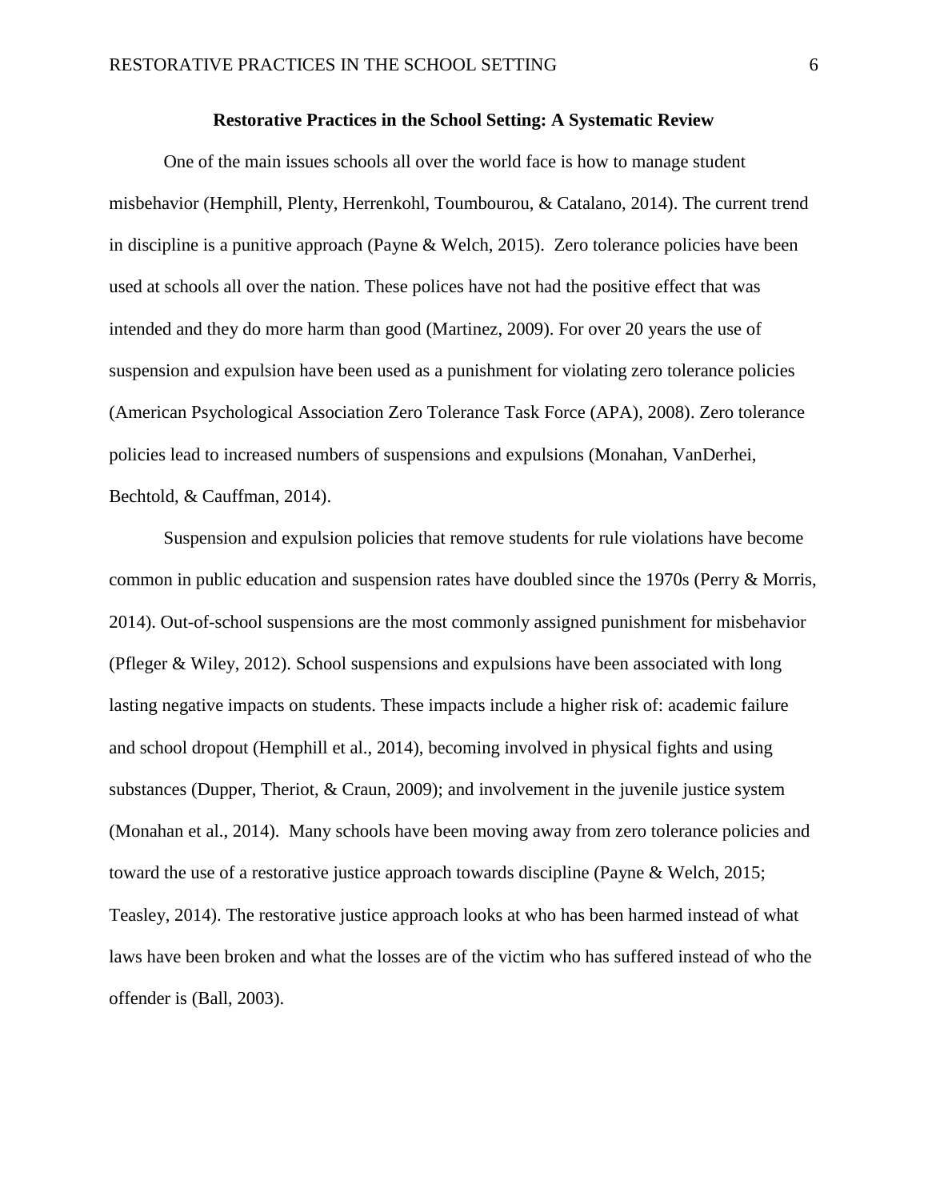## Restorative Practices in the School Setting: A Systematic Review

One of the main issues schools all over the world face is how to manage student misbehavior (Hemphill, Plenty, Herrenkohl, Toumbourou, & Catalano, 2014). The current trend in discipline is a punitive approach (Payne & Welch, 2015). Zero tolerance policies have been used at schools all over the nation. These polices have not had the positive effect that was intended and they do more harm than good (Martinez, 2009). For over 20 years the use of suspension and expulsion have been used as a punishment for violating zero tolerance policies (American Psychological Association Zero Tolerance Task Force (APA), 2008). Zero tolerance policies lead to increased numbers of suspensions and expulsions (Monahan, VanDerhei, Bechtold, & Cauffman, 2014).

Suspension and expulsion policies that remove students for rule violations have become common in public education and suspension rates have doubled since the 1970s (Perry & Morris, 2014). Out-of-school suspensions are the most commonly assigned punishment for misbehavior (Pfleger & Wiley, 2012). School suspensions and expulsions have been associated with long lasting negative impacts on students. These impacts include a higher risk of: academic failure and school dropout (Hemphill et al., 2014), becoming involved in physical fights and using substances (Dupper, Theriot, & Craun, 2009); and involvement in the juvenile justice system (Monahan et al., 2014). Many schools have been moving away from zero tolerance policies and toward the use of a restorative justice approach towards discipline (Payne & Welch, 2015; Teasley, 2014). The restorative justice approach looks at who has been harmed instead of what laws have been broken and what the losses are of the victim who has suffered instead of who the offender is (Ball, 2003).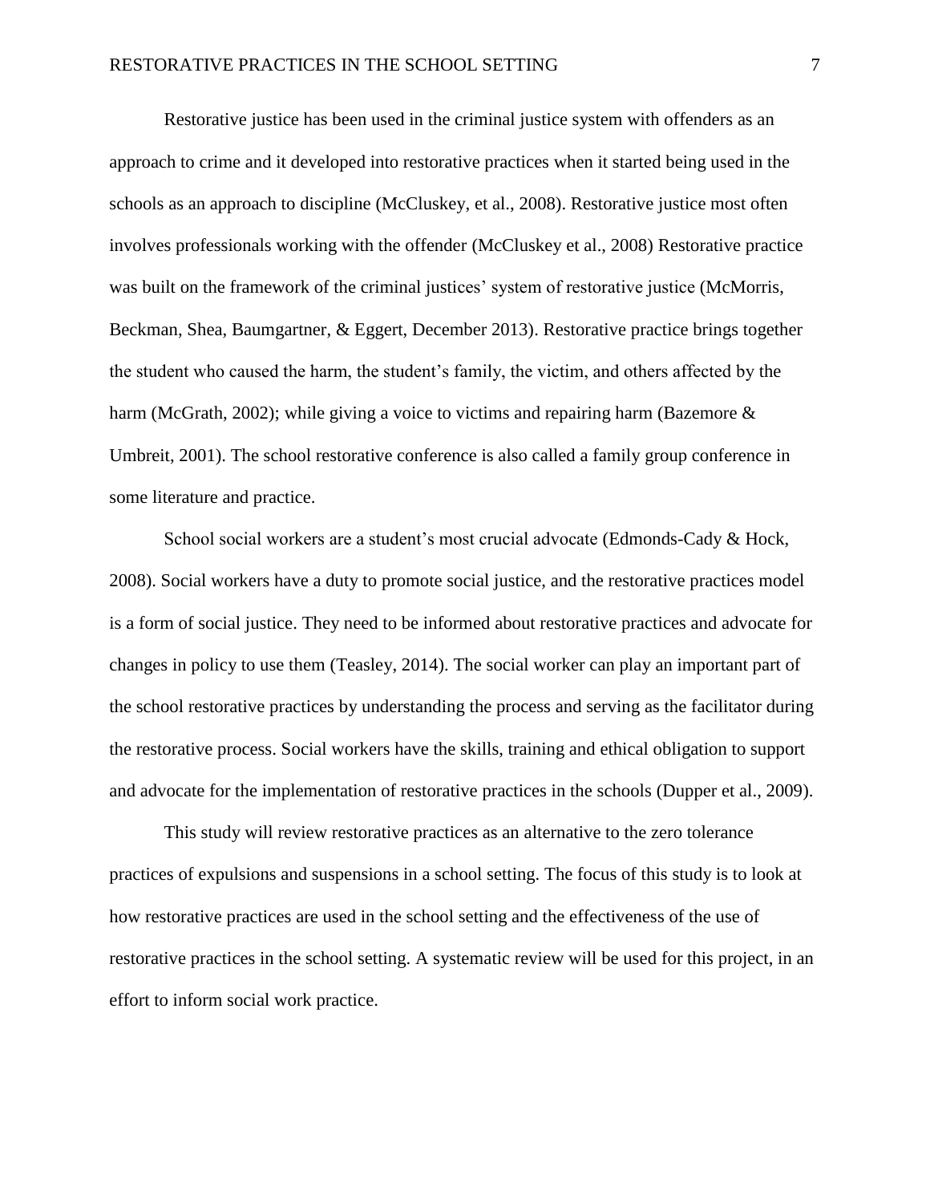Restorative justice has been used in the criminal justice system with offenders as an approach to crime and it developed into restorative practices when it started being used in the schools as an approach to discipline (McCluskey, et al., 2008). Restorative justice most often involves professionals working with the offender (McCluskey et al., 2008) Restorative practice was built on the framework of the criminal justices' system of restorative justice (McMorris, Beckman, Shea, Baumgartner, & Eggert, December 2013). Restorative practice brings together the student who caused the harm, the student's family, the victim, and others affected by the harm (McGrath, 2002); while giving a voice to victims and repairing harm (Bazemore & Umbreit, 2001). The school restorative conference is also called a family group conference in some literature and practice.

School social workers are a student's most crucial advocate (Edmonds-Cady & Hock, 2008). Social workers have a duty to promote social justice, and the restorative practices model is a form of social justice. They need to be informed about restorative practices and advocate for changes in policy to use them (Teasley, 2014). The social worker can play an important part of the school restorative practices by understanding the process and serving as the facilitator during the restorative process. Social workers have the skills, training and ethical obligation to support and advocate for the implementation of restorative practices in the schools (Dupper et al., 2009).

This study will review restorative practices as an alternative to the zero tolerance practices of expulsions and suspensions in a school setting. The focus of this study is to look at how restorative practices are used in the school setting and the effectiveness of the use of restorative practices in the school setting. A systematic review will be used for this project, in an effort to inform social work practice.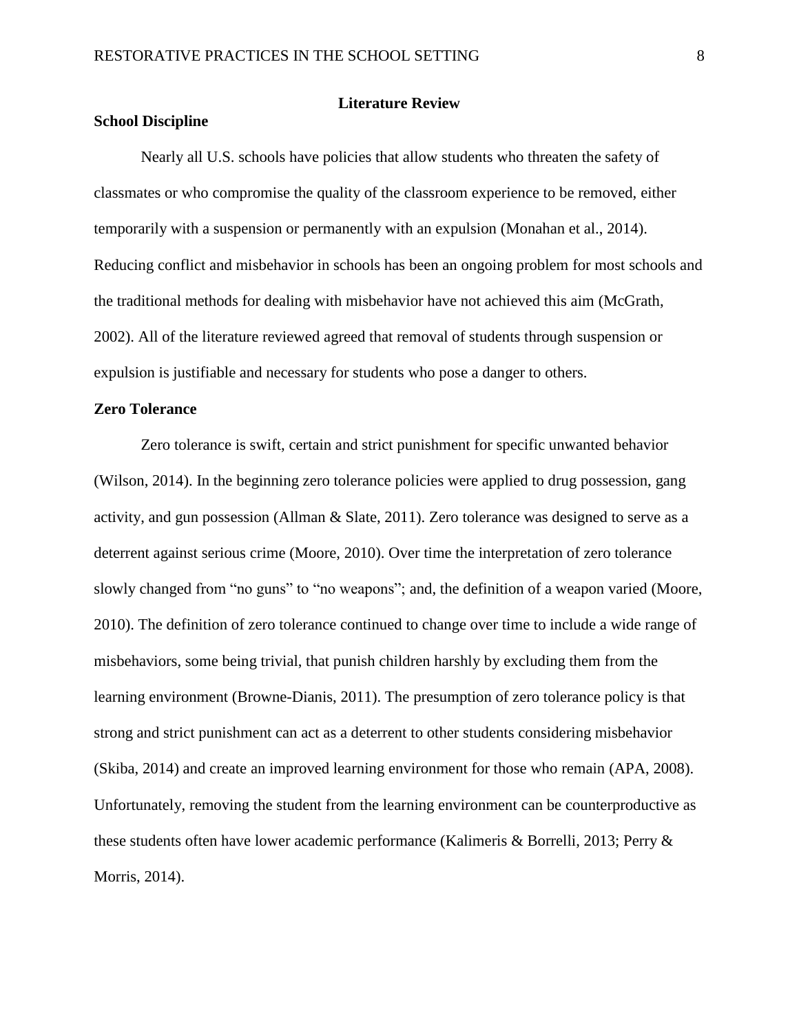## Literature Review

### School Discipline

Nearly all U.S. schools have policies that allow students who threaten the safety of classmates or who compromise the quality of the classroom experience to be removed, either temporarily with a suspension or permanently with an expulsion (Monahan et al., 2014). Reducing conflict and misbehavior in schools has been an ongoing problem for most schools and the traditional methods for dealing with misbehavior have not achieved this aim (McGrath, 2002). All of the literature reviewed agreed that removal of students through suspension or expulsion is justifiable and necessary for students who pose a danger to others.

### Zero Tolerance

Zero tolerance is swift, certain and strict punishment for specific unwanted behavior (Wilson, 2014). In the beginning zero tolerance policies were applied to drug possession, gang activity, and gun possession (Allman & Slate, 2011). Zero tolerance was designed to serve as a deterrent against serious crime (Moore, 2010). Over time the interpretation of zero tolerance slowly changed from "no guns" to "no weapons"; and, the definition of a weapon varied (Moore, 2010). The definition of zero tolerance continued to change over time to include a wide range of misbehaviors, some being trivial, that punish children harshly by excluding them from the learning environment (Browne-Dianis, 2011). The presumption of zero tolerance policy is that strong and strict punishment can act as a deterrent to other students considering misbehavior (Skiba, 2014) and create an improved learning environment for those who remain (APA, 2008). Unfortunately, removing the student from the learning environment can be counterproductive as these students often have lower academic performance (Kalimeris & Borrelli, 2013; Perry & Morris, 2014).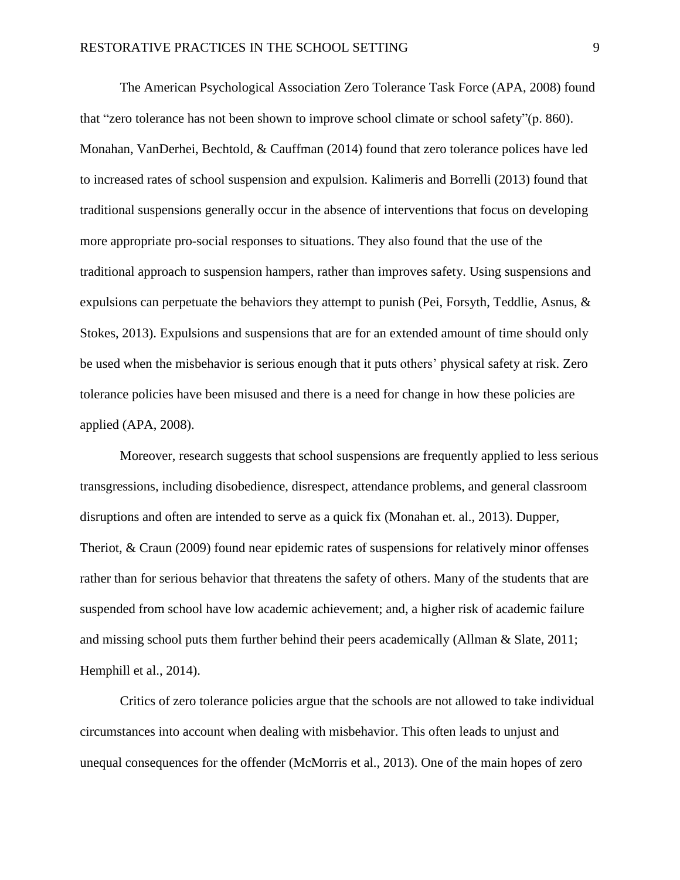The American Psychological Association Zero Tolerance Task Force (APA, 2008) found that "zero tolerance has not been shown to improve school climate or school safety"(p. 860). Monahan, VanDerhei, Bechtold, & Cauffman (2014) found that zero tolerance polices have led to increased rates of school suspension and expulsion. Kalimeris and Borrelli (2013) found that traditional suspensions generally occur in the absence of interventions that focus on developing more appropriate pro-social responses to situations. They also found that the use of the traditional approach to suspension hampers, rather than improves safety. Using suspensions and expulsions can perpetuate the behaviors they attempt to punish (Pei, Forsyth, Teddlie, Asnus, & Stokes, 2013). Expulsions and suspensions that are for an extended amount of time should only be used when the misbehavior is serious enough that it puts others' physical safety at risk. Zero tolerance policies have been misused and there is a need for change in how these policies are applied (APA, 2008).

Moreover, research suggests that school suspensions are frequently applied to less serious transgressions, including disobedience, disrespect, attendance problems, and general classroom disruptions and often are intended to serve as a quick fix (Monahan et. al., 2013). Dupper, Theriot, & Craun (2009) found near epidemic rates of suspensions for relatively minor offenses rather than for serious behavior that threatens the safety of others. Many of the students that are suspended from school have low academic achievement; and, a higher risk of academic failure and missing school puts them further behind their peers academically (Allman & Slate, 2011; Hemphill et al., 2014).

Critics of zero tolerance policies argue that the schools are not allowed to take individual circumstances into account when dealing with misbehavior. This often leads to unjust and unequal consequences for the offender (McMorris et al., 2013). One of the main hopes of zero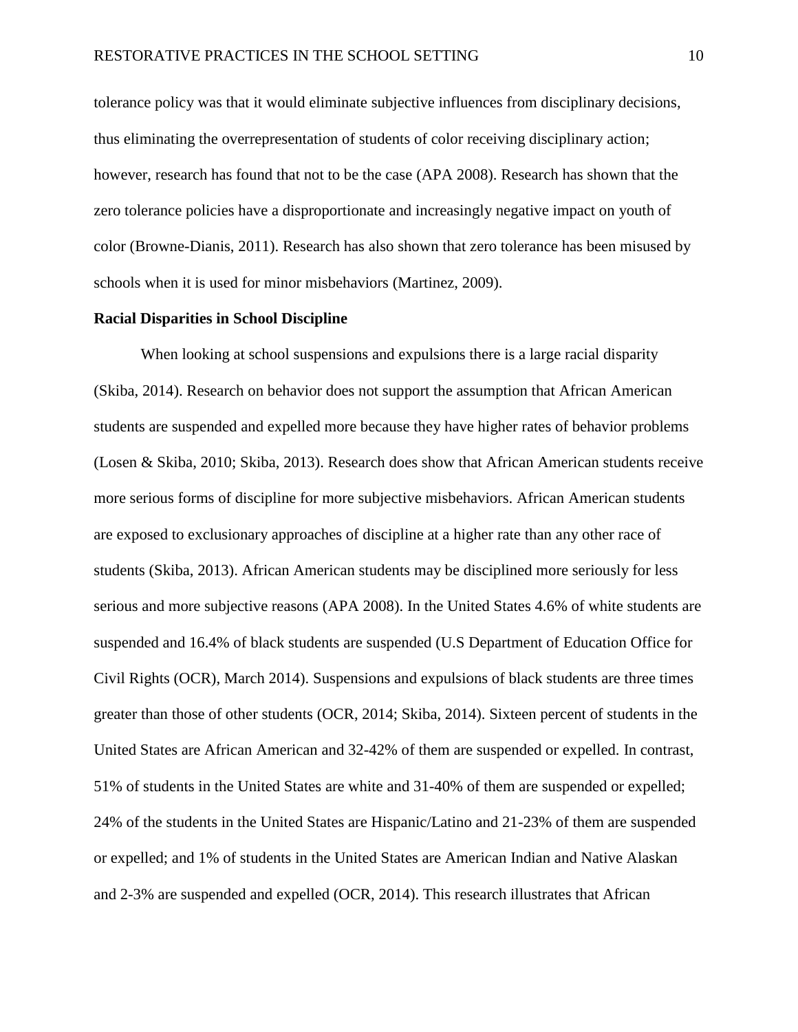tolerance policy was that it would eliminate subjective influences from disciplinary decisions, thus eliminating the overrepresentation of students of color receiving disciplinary action; however, research has found that not to be the case (APA 2008). Research has shown that the zero tolerance policies have a disproportionate and increasingly negative impact on youth of color (Browne-Dianis, 2011). Research has also shown that zero tolerance has been misused by schools when it is used for minor misbehaviors (Martinez, 2009).

**Racial Disparities in School Discipline**

When looking at school suspensions and expulsions there is a large racial disparity (Skiba, 2014). Research on behavior does not support the assumption that African American students are suspended and expelled more because they have higher rates of behavior problems (Losen & Skiba, 2010; Skiba, 2013). Research does show that African American students receive more serious forms of discipline for more subjective misbehaviors. African American students are exposed to exclusionary approaches of discipline at a higher rate than any other race of students (Skiba, 2013). African American students may be disciplined more seriously for less serious and more subjective reasons (APA 2008). In the United States 4.6% of white students are suspended and 16.4% of black students are suspended (U.S Department of Education Office for Civil Rights (OCR), March 2014). Suspensions and expulsions of black students are three times greater than those of other students (OCR, 2014; Skiba, 2014). Sixteen percent of students in the United States are African American and 32-42% of them are suspended or expelled. In contrast, 51% of students in the United States are white and 31-40% of them are suspended or expelled; 24% of the students in the United States are Hispanic/Latino and 21-23% of them are suspended or expelled; and 1% of students in the United States are American Indian and Native Alaskan and 2-3% are suspended and expelled (OCR, 2014). This research illustrates that African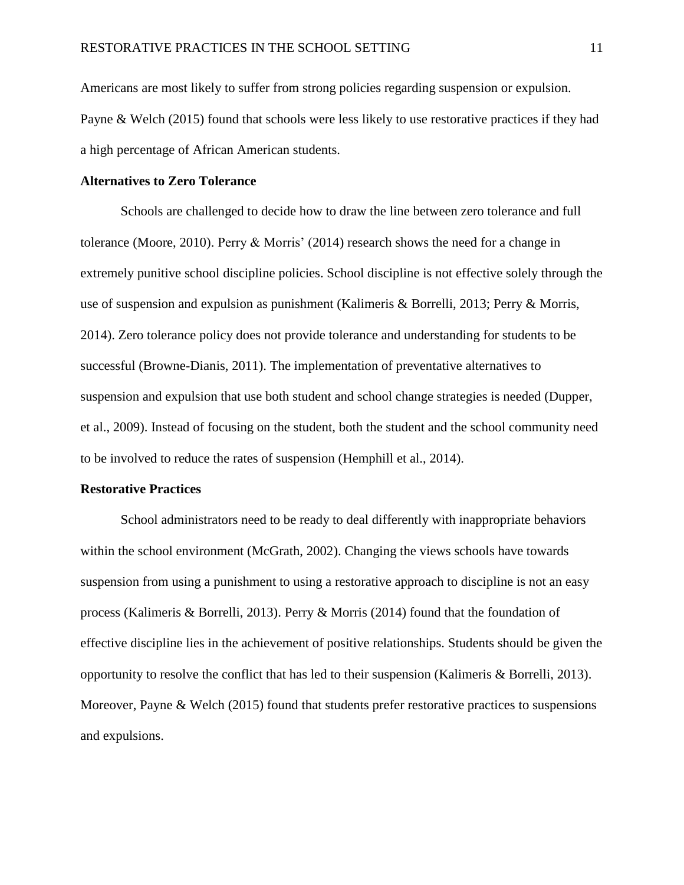Americans are most likely to suffer from strong policies regarding suspension or expulsion. Payne & Welch (2015) found that schools were less likely to use restorative practices if they had a high percentage of African American students.

## Alternatives to Zero Tolerance

Schools are challenged to decide how to draw the line between zero tolerance and full tolerance (Moore, 2010). Perry & Morris' (2014) research shows the need for a change in extremely punitive school discipline policies. School discipline is not effective solely through the use of suspension and expulsion as punishment (Kalimeris & Borrelli, 2013; Perry & Morris, 2014). Zero tolerance policy does not provide tolerance and understanding for students to be successful (Browne-Dianis, 2011). The implementation of preventative alternatives to suspension and expulsion that use both student and school change strategies is needed (Dupper, et al., 2009). Instead of focusing on the student, both the student and the school community need to be involved to reduce the rates of suspension (Hemphill et al., 2014).

## Restorative Practices

School administrators need to be ready to deal differently with inappropriate behaviors within the school environment (McGrath, 2002). Changing the views schools have towards suspension from using a punishment to using a restorative approach to discipline is not an easy process (Kalimeris & Borrelli, 2013). Perry & Morris (2014) found that the foundation of effective discipline lies in the achievement of positive relationships. Students should be given the opportunity to resolve the conflict that has led to their suspension (Kalimeris & Borrelli, 2013). Moreover, Payne & Welch (2015) found that students prefer restorative practices to suspensions and expulsions.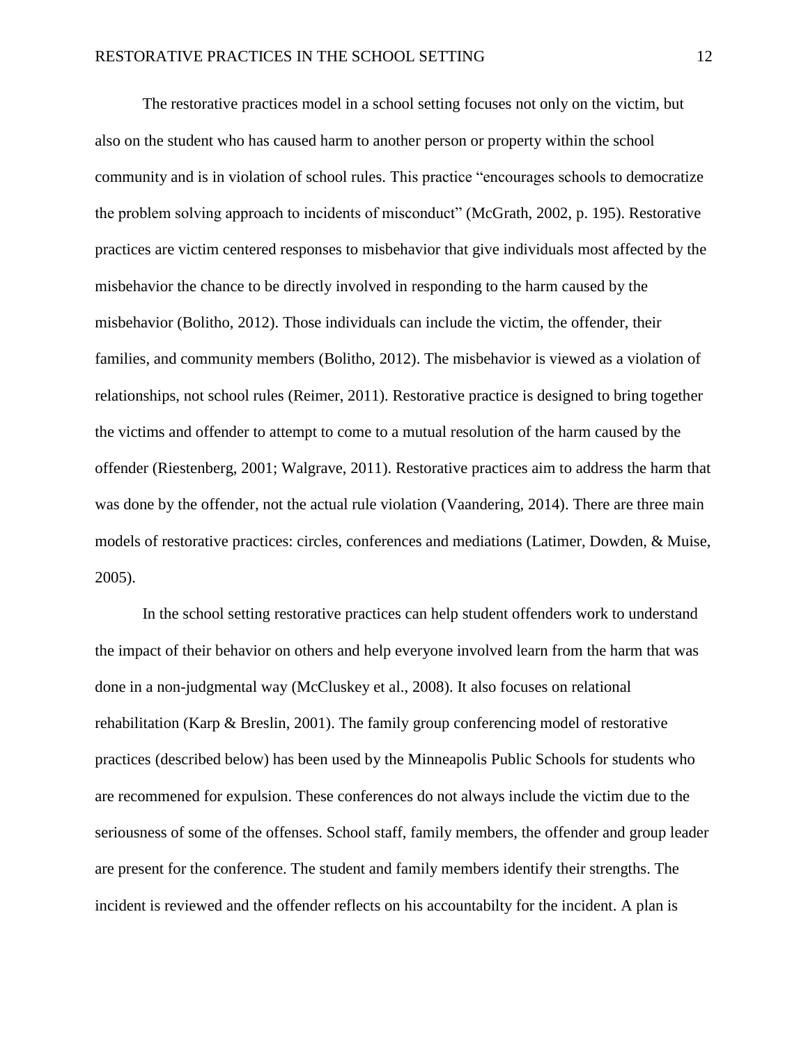The restorative practices model in a school setting focuses not only on the victim, but also on the student who has caused harm to another person or property within the school community and is in violation of school rules. This practice "encourages schools to democratize the problem solving approach to incidents of misconduct" (McGrath, 2002, p. 195). Restorative practices are victim centered responses to misbehavior that give individuals most affected by the misbehavior the chance to be directly involved in responding to the harm caused by the misbehavior (Bolitho, 2012). Those individuals can include the victim, the offender, their families, and community members (Bolitho, 2012). The misbehavior is viewed as a violation of relationships, not school rules (Reimer, 2011). Restorative practice is designed to bring together the victims and offender to attempt to come to a mutual resolution of the harm caused by the offender (Riestenberg, 2001; Walgrave, 2011). Restorative practices aim to address the harm that was done by the offender, not the actual rule violation (Vaandering, 2014). There are three main models of restorative practices: circles, conferences and mediations (Latimer, Dowden, & Muise, 2005).

In the school setting restorative practices can help student offenders work to understand the impact of their behavior on others and help everyone involved learn from the harm that was done in a non-judgmental way (McCluskey et al., 2008). It also focuses on relational rehabilitation (Karp & Breslin, 2001). The family group conferencing model of restorative practices (described below) has been used by the Minneapolis Public Schools for students who are recommened for expulsion. These conferences do not always include the victim due to the seriousness of some of the offenses. School staff, family members, the offender and group leader are present for the conference. The student and family members identify their strengths. The incident is reviewed and the offender reflects on his accountabilty for the incident. A plan is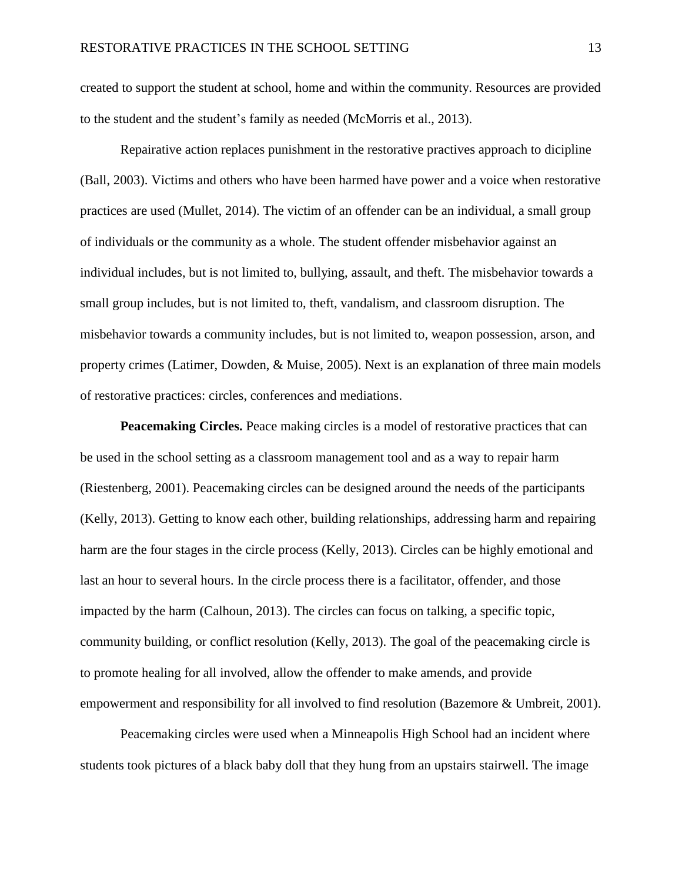created to support the student at school, home and within the community. Resources are provided to the student and the student's family as needed (McMorris et al., 2013).

Repairative action replaces punishment in the restorative practives approach to dicipline (Ball, 2003). Victims and others who have been harmed have power and a voice when restorative practices are used (Mullet, 2014). The victim of an offender can be an individual, a small group of individuals or the community as a whole. The student offender misbehavior against an individual includes, but is not limited to, bullying, assault, and theft. The misbehavior towards a small group includes, but is not limited to, theft, vandalism, and classroom disruption. The misbehavior towards a community includes, but is not limited to, weapon possession, arson, and property crimes (Latimer, Dowden, & Muise, 2005). Next is an explanation of three main models of restorative practices: circles, conferences and mediations.

**Peacemaking Circles.** Peace making circles is a model of restorative practices that can be used in the school setting as a classroom management tool and as a way to repair harm (Riestenberg, 2001). Peacemaking circles can be designed around the needs of the participants (Kelly, 2013). Getting to know each other, building relationships, addressing harm and repairing harm are the four stages in the circle process (Kelly, 2013). Circles can be highly emotional and last an hour to several hours. In the circle process there is a facilitator, offender, and those impacted by the harm (Calhoun, 2013). The circles can focus on talking, a specific topic, community building, or conflict resolution (Kelly, 2013). The goal of the peacemaking circle is to promote healing for all involved, allow the offender to make amends, and provide empowerment and responsibility for all involved to find resolution (Bazemore & Umbreit, 2001).

Peacemaking circles were used when a Minneapolis High School had an incident where students took pictures of a black baby doll that they hung from an upstairs stairwell. The image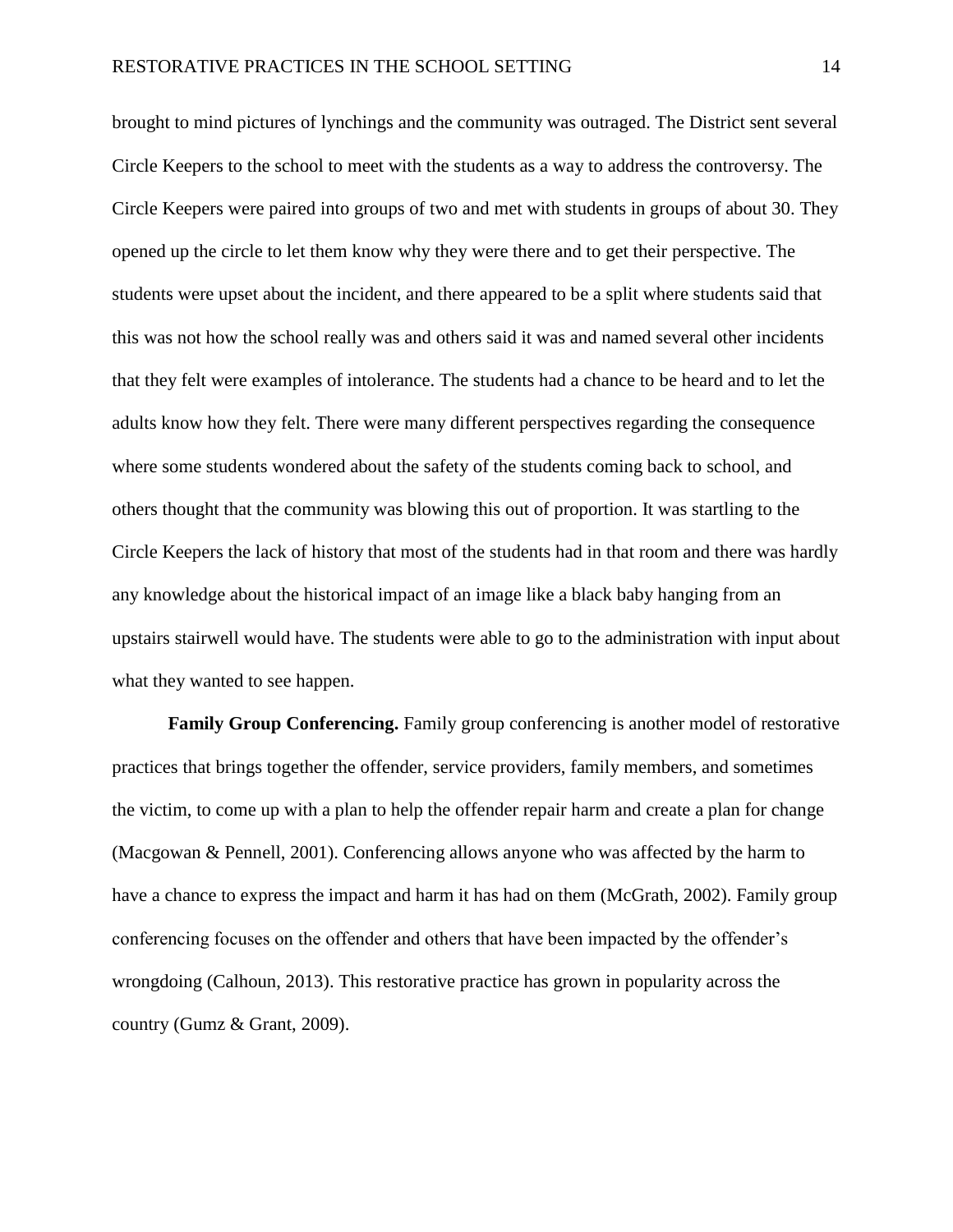brought to mind pictures of lynchings and the community was outraged. The District sent several Circle Keepers to the school to meet with the students as a way to address the controversy. The Circle Keepers were paired into groups of two and met with students in groups of about 30. They opened up the circle to let them know why they were there and to get their perspective. The students were upset about the incident, and there appeared to be a split where students said that this was not how the school really was and others said it was and named several other incidents that they felt were examples of intolerance. The students had a chance to be heard and to let the adults know how they felt. There were many different perspectives regarding the consequence where some students wondered about the safety of the students coming back to school, and others thought that the community was blowing this out of proportion. It was startling to the Circle Keepers the lack of history that most of the students had in that room and there was hardly any knowledge about the historical impact of an image like a black baby hanging from an upstairs stairwell would have. The students were able to go to the administration with input about what they wanted to see happen.

**Family Group Conferencing.** Family group conferencing is another model of restorative practices that brings together the offender, service providers, family members, and sometimes the victim, to come up with a plan to help the offender repair harm and create a plan for change (Macgowan & Pennell, 2001). Conferencing allows anyone who was affected by the harm to have a chance to express the impact and harm it has had on them (McGrath, 2002). Family group conferencing focuses on the offender and others that have been impacted by the offender's wrongdoing (Calhoun, 2013). This restorative practice has grown in popularity across the country (Gumz & Grant, 2009).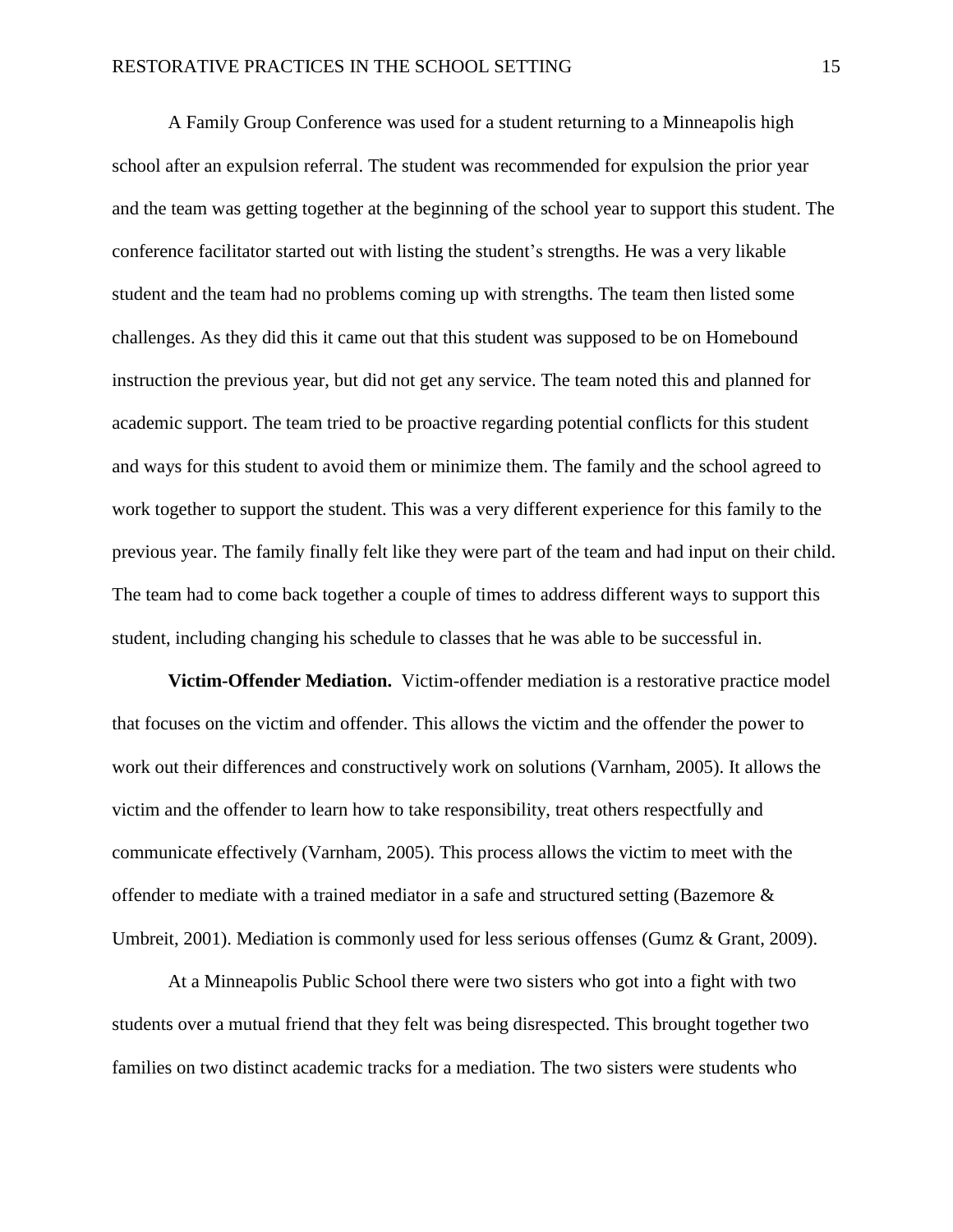A Family Group Conference was used for a student returning to a Minneapolis high school after an expulsion referral. The student was recommended for expulsion the prior year and the team was getting together at the beginning of the school year to support this student. The conference facilitator started out with listing the student's strengths. He was a very likable student and the team had no problems coming up with strengths. The team then listed some challenges. As they did this it came out that this student was supposed to be on Homebound instruction the previous year, but did not get any service. The team noted this and planned for academic support. The team tried to be proactive regarding potential conflicts for this student and ways for this student to avoid them or minimize them. The family and the school agreed to work together to support the student. This was a very different experience for this family to the previous year. The family finally felt like they were part of the team and had input on their child. The team had to come back together a couple of times to address different ways to support this student, including changing his schedule to classes that he was able to be successful in.

**Victim-Offender Mediation.** Victim-offender mediation is a restorative practice model that focuses on the victim and offender. This allows the victim and the offender the power to work out their differences and constructively work on solutions (Varnham, 2005). It allows the victim and the offender to learn how to take responsibility, treat others respectfully and communicate effectively (Varnham, 2005). This process allows the victim to meet with the offender to mediate with a trained mediator in a safe and structured setting (Bazemore & Umbreit, 2001). Mediation is commonly used for less serious offenses (Gumz & Grant, 2009).

At a Minneapolis Public School there were two sisters who got into a fight with two students over a mutual friend that they felt was being disrespected. This brought together two families on two distinct academic tracks for a mediation. The two sisters were students who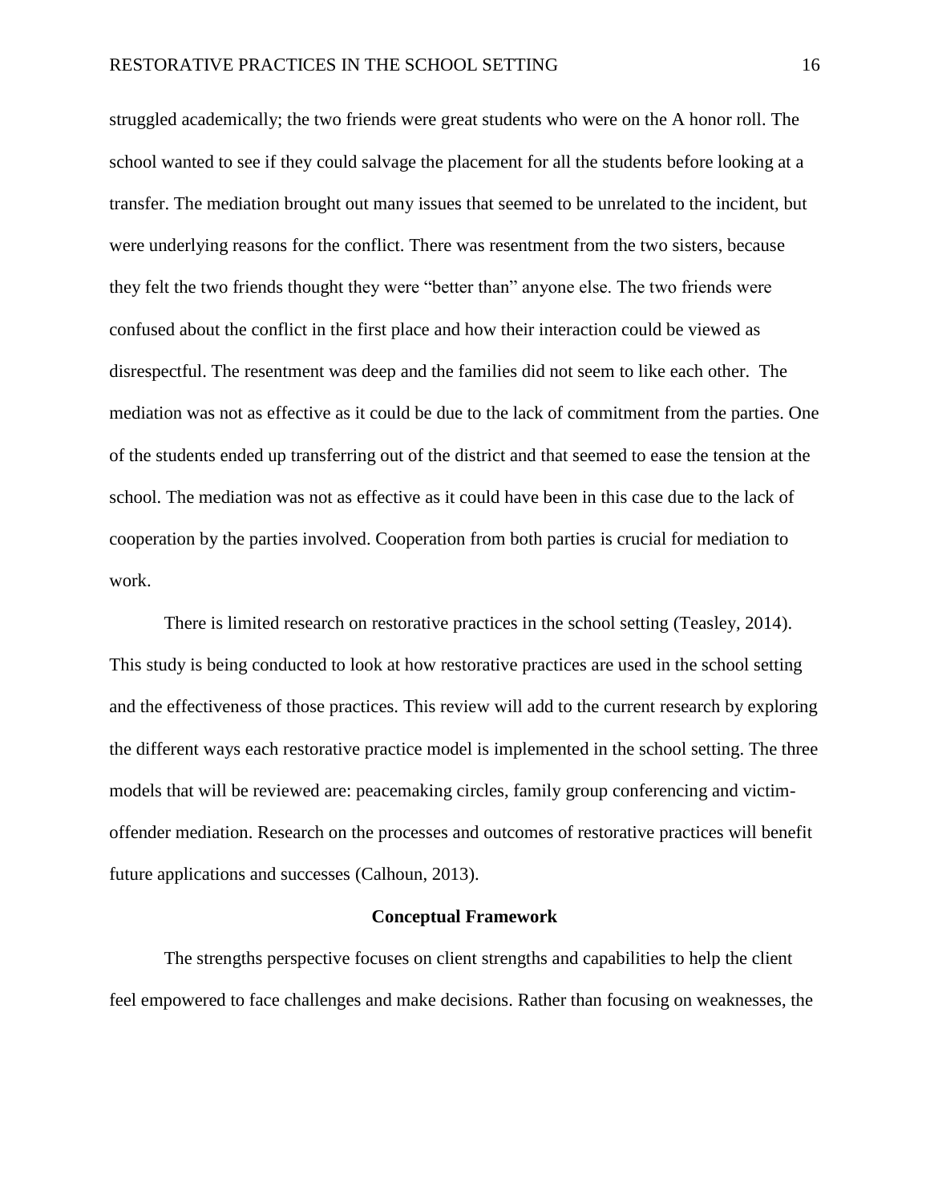struggled academically; the two friends were great students who were on the A honor roll. The school wanted to see if they could salvage the placement for all the students before looking at a transfer. The mediation brought out many issues that seemed to be unrelated to the incident, but were underlying reasons for the conflict. There was resentment from the two sisters, because they felt the two friends thought they were "better than" anyone else. The two friends were confused about the conflict in the first place and how their interaction could be viewed as disrespectful. The resentment was deep and the families did not seem to like each other. The mediation was not as effective as it could be due to the lack of commitment from the parties. One of the students ended up transferring out of the district and that seemed to ease the tension at the school. The mediation was not as effective as it could have been in this case due to the lack of cooperation by the parties involved. Cooperation from both parties is crucial for mediation to work.

There is limited research on restorative practices in the school setting (Teasley, 2014). This study is being conducted to look at how restorative practices are used in the school setting and the effectiveness of those practices. This review will add to the current research by exploring the different ways each restorative practice model is implemented in the school setting. The three models that will be reviewed are: peacemaking circles, family group conferencing and victim-offender mediation. Research on the processes and outcomes of restorative practices will benefit future applications and successes (Calhoun, 2013).

## Conceptual Framework

The strengths perspective focuses on client strengths and capabilities to help the client feel empowered to face challenges and make decisions. Rather than focusing on weaknesses, the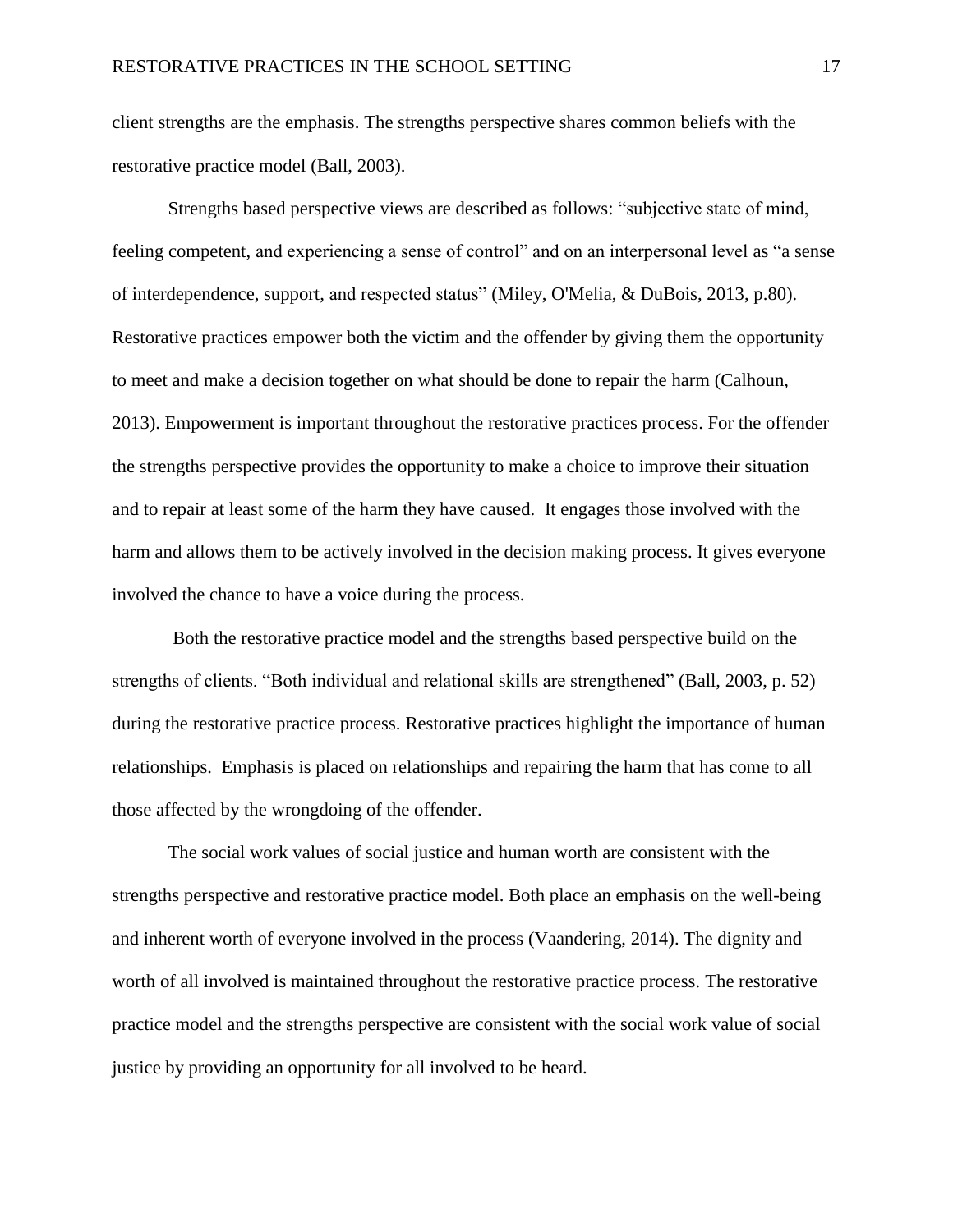client strengths are the emphasis. The strengths perspective shares common beliefs with the restorative practice model (Ball, 2003).

Strengths based perspective views are described as follows: "subjective state of mind, feeling competent, and experiencing a sense of control" and on an interpersonal level as "a sense of interdependence, support, and respected status" (Miley, O'Melia, & DuBois, 2013, p.80). Restorative practices empower both the victim and the offender by giving them the opportunity to meet and make a decision together on what should be done to repair the harm (Calhoun, 2013). Empowerment is important throughout the restorative practices process. For the offender the strengths perspective provides the opportunity to make a choice to improve their situation and to repair at least some of the harm they have caused. It engages those involved with the harm and allows them to be actively involved in the decision making process. It gives everyone involved the chance to have a voice during the process.

Both the restorative practice model and the strengths based perspective build on the strengths of clients. "Both individual and relational skills are strengthened" (Ball, 2003, p. 52) during the restorative practice process. Restorative practices highlight the importance of human relationships. Emphasis is placed on relationships and repairing the harm that has come to all those affected by the wrongdoing of the offender.

The social work values of social justice and human worth are consistent with the strengths perspective and restorative practice model. Both place an emphasis on the well-being and inherent worth of everyone involved in the process (Vaandering, 2014). The dignity and worth of all involved is maintained throughout the restorative practice process. The restorative practice model and the strengths perspective are consistent with the social work value of social justice by providing an opportunity for all involved to be heard.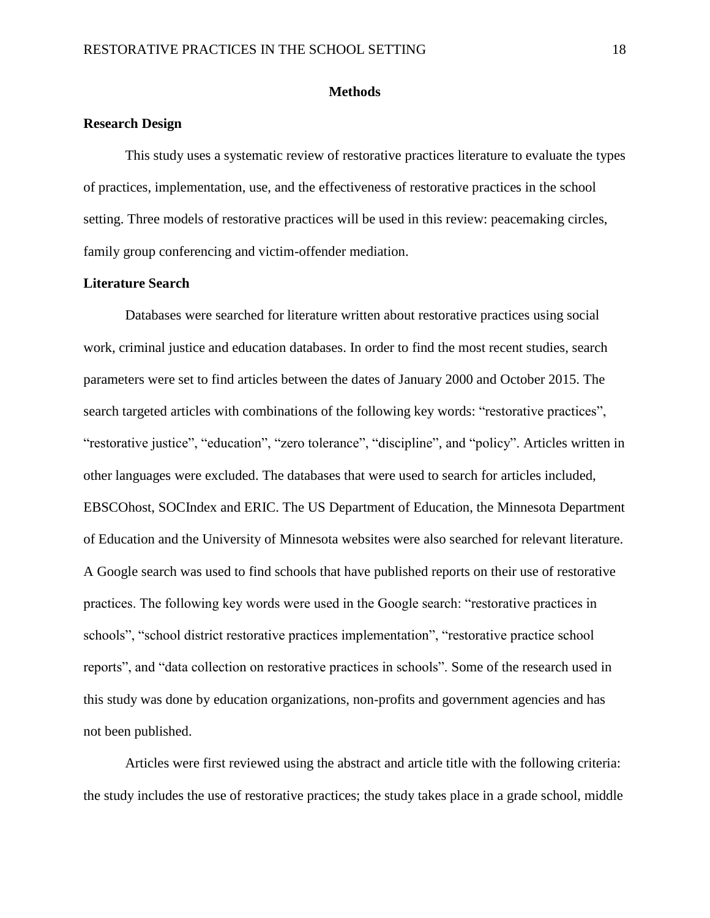## Methods

### Research Design

This study uses a systematic review of restorative practices literature to evaluate the types of practices, implementation, use, and the effectiveness of restorative practices in the school setting. Three models of restorative practices will be used in this review: peacemaking circles, family group conferencing and victim-offender mediation.

### Literature Search

Databases were searched for literature written about restorative practices using social work, criminal justice and education databases. In order to find the most recent studies, search parameters were set to find articles between the dates of January 2000 and October 2015. The search targeted articles with combinations of the following key words: "restorative practices", "restorative justice", "education", "zero tolerance", "discipline", and "policy". Articles written in other languages were excluded. The databases that were used to search for articles included, EBSCOhost, SOCIndex and ERIC. The US Department of Education, the Minnesota Department of Education and the University of Minnesota websites were also searched for relevant literature. A Google search was used to find schools that have published reports on their use of restorative practices. The following key words were used in the Google search: "restorative practices in schools", "school district restorative practices implementation", "restorative practice school reports", and "data collection on restorative practices in schools". Some of the research used in this study was done by education organizations, non-profits and government agencies and has not been published.

Articles were first reviewed using the abstract and article title with the following criteria: the study includes the use of restorative practices; the study takes place in a grade school, middle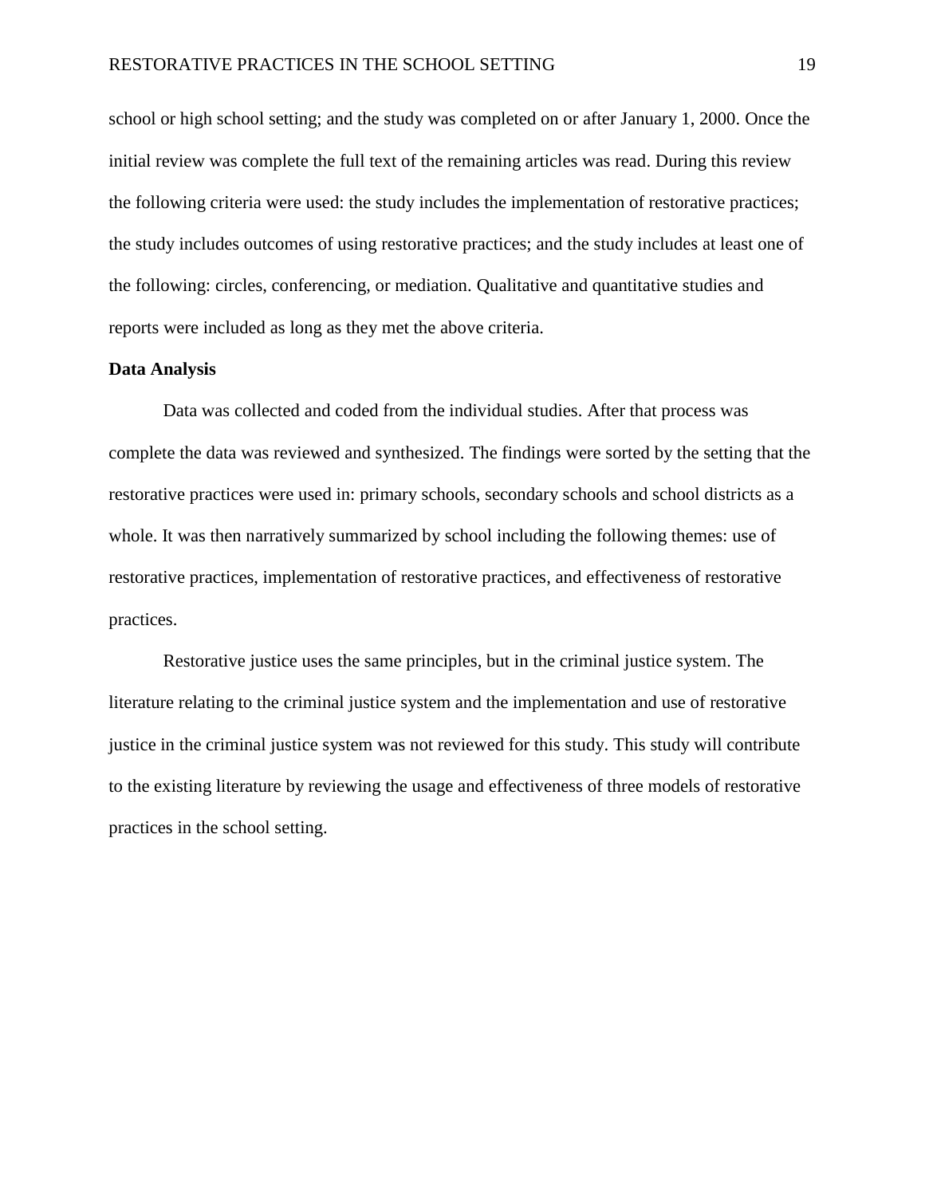school or high school setting; and the study was completed on or after January 1, 2000. Once the initial review was complete the full text of the remaining articles was read. During this review the following criteria were used: the study includes the implementation of restorative practices; the study includes outcomes of using restorative practices; and the study includes at least one of the following: circles, conferencing, or mediation. Qualitative and quantitative studies and reports were included as long as they met the above criteria.

**Data Analysis**

Data was collected and coded from the individual studies. After that process was complete the data was reviewed and synthesized. The findings were sorted by the setting that the restorative practices were used in: primary schools, secondary schools and school districts as a whole. It was then narratively summarized by school including the following themes: use of restorative practices, implementation of restorative practices, and effectiveness of restorative practices.

Restorative justice uses the same principles, but in the criminal justice system. The literature relating to the criminal justice system and the implementation and use of restorative justice in the criminal justice system was not reviewed for this study. This study will contribute to the existing literature by reviewing the usage and effectiveness of three models of restorative practices in the school setting.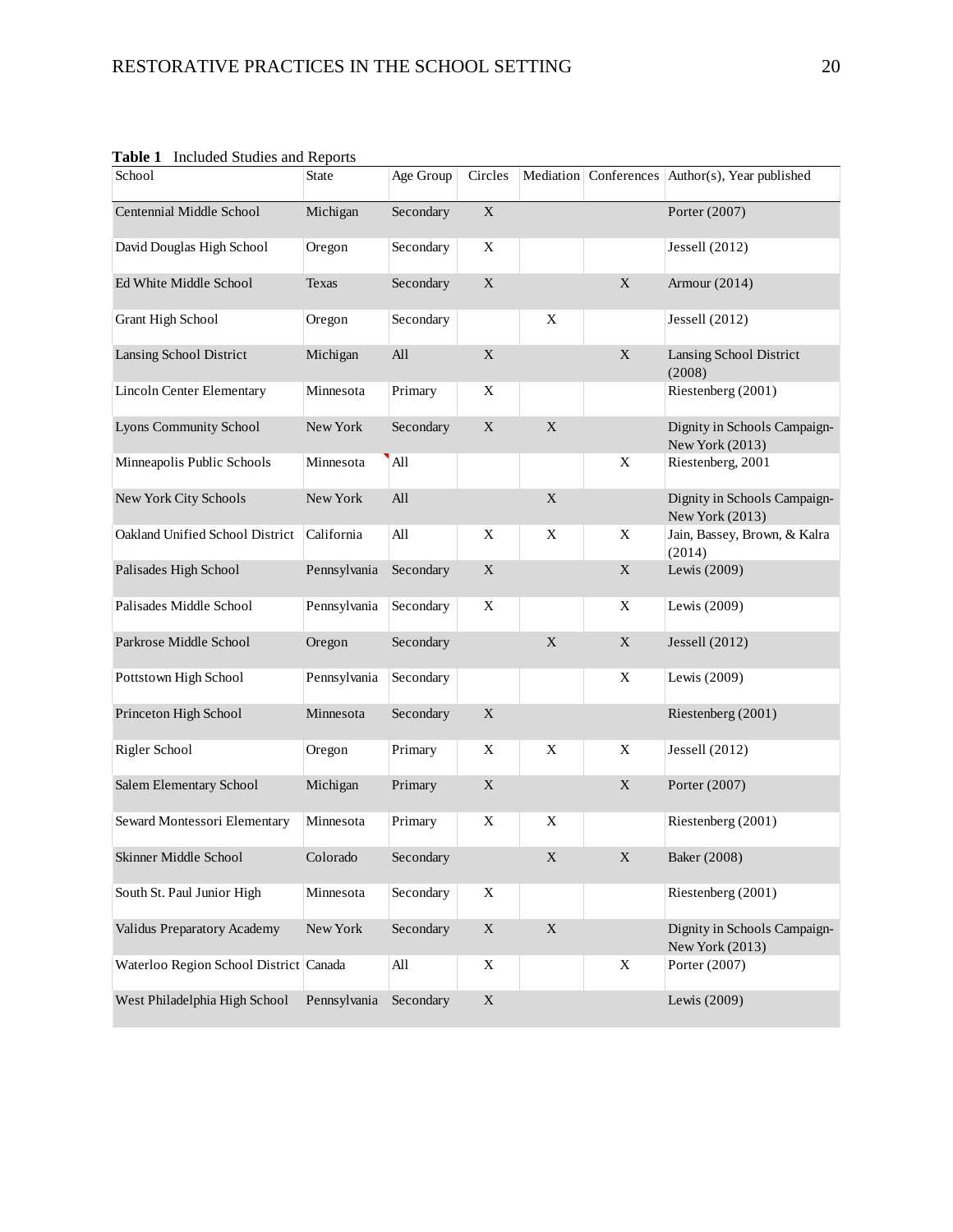**Table 1** Included Studies and Reports

| School | State | Age Group | Circles | Mediation | Conferences | Author(s), Year published |
|---|---|---|---|---|---|---|
| Centennial Middle School | Michigan | Secondary | X | | | Porter (2007) |
| David Douglas High School | Oregon | Secondary | X | | | Jessell (2012) |
| Ed White Middle School | Texas | Secondary | X | | X | Armour (2014) |
| Grant High School | Oregon | Secondary | | X | | Jessell (2012) |
| Lansing School District | Michigan | All | X | | X | Lansing School District (2008) |
| Lincoln Center Elementary | Minnesota | Primary | X | | | Riestenberg (2001) |
| Lyons Community School | New York | Secondary | X | X | | Dignity in Schools Campaign-New York (2013) |
| Minneapolis Public Schools | Minnesota | All | | | X | Riestenberg, 2001 |
| New York City Schools | New York | All | | X | | Dignity in Schools Campaign-New York (2013) |
| Oakland Unified School District | California | All | X | X | X | Jain, Bassey, Brown, & Kalra (2014) |
| Palisades High School | Pennsylvania | Secondary | X | | X | Lewis (2009) |
| Palisades Middle School | Pennsylvania | Secondary | X | | X | Lewis (2009) |
| Parkrose Middle School | Oregon | Secondary | | X | X | Jessell (2012) |
| Pottstown High School | Pennsylvania | Secondary | | | X | Lewis (2009) |
| Princeton High School | Minnesota | Secondary | X | | | Riestenberg (2001) |
| Rigler School | Oregon | Primary | X | X | X | Jessell (2012) |
| Salem Elementary School | Michigan | Primary | X | | X | Porter (2007) |
| Seward Montessori Elementary | Minnesota | Primary | X | X | | Riestenberg (2001) |
| Skinner Middle School | Colorado | Secondary | | X | X | Baker (2008) |
| South St. Paul Junior High | Minnesota | Secondary | X | | | Riestenberg (2001) |
| Validus Preparatory Academy | New York | Secondary | X | X | | Dignity in Schools Campaign-New York (2013) |
| Waterloo Region School District | Canada | All | X | | X | Porter (2007) |
| West Philadelphia High School | Pennsylvania | Secondary | X | | | Lewis (2009) |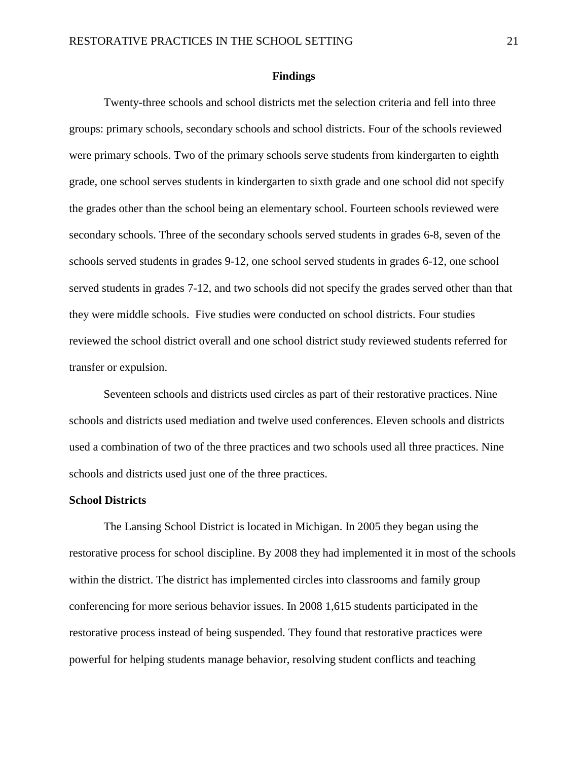## Findings

Twenty-three schools and school districts met the selection criteria and fell into three groups: primary schools, secondary schools and school districts. Four of the schools reviewed were primary schools. Two of the primary schools serve students from kindergarten to eighth grade, one school serves students in kindergarten to sixth grade and one school did not specify the grades other than the school being an elementary school. Fourteen schools reviewed were secondary schools. Three of the secondary schools served students in grades 6-8, seven of the schools served students in grades 9-12, one school served students in grades 6-12, one school served students in grades 7-12, and two schools did not specify the grades served other than that they were middle schools. Five studies were conducted on school districts. Four studies reviewed the school district overall and one school district study reviewed students referred for transfer or expulsion.

Seventeen schools and districts used circles as part of their restorative practices. Nine schools and districts used mediation and twelve used conferences. Eleven schools and districts used a combination of two of the three practices and two schools used all three practices. Nine schools and districts used just one of the three practices.

### School Districts

The Lansing School District is located in Michigan. In 2005 they began using the restorative process for school discipline. By 2008 they had implemented it in most of the schools within the district. The district has implemented circles into classrooms and family group conferencing for more serious behavior issues. In 2008 1,615 students participated in the restorative process instead of being suspended. They found that restorative practices were powerful for helping students manage behavior, resolving student conflicts and teaching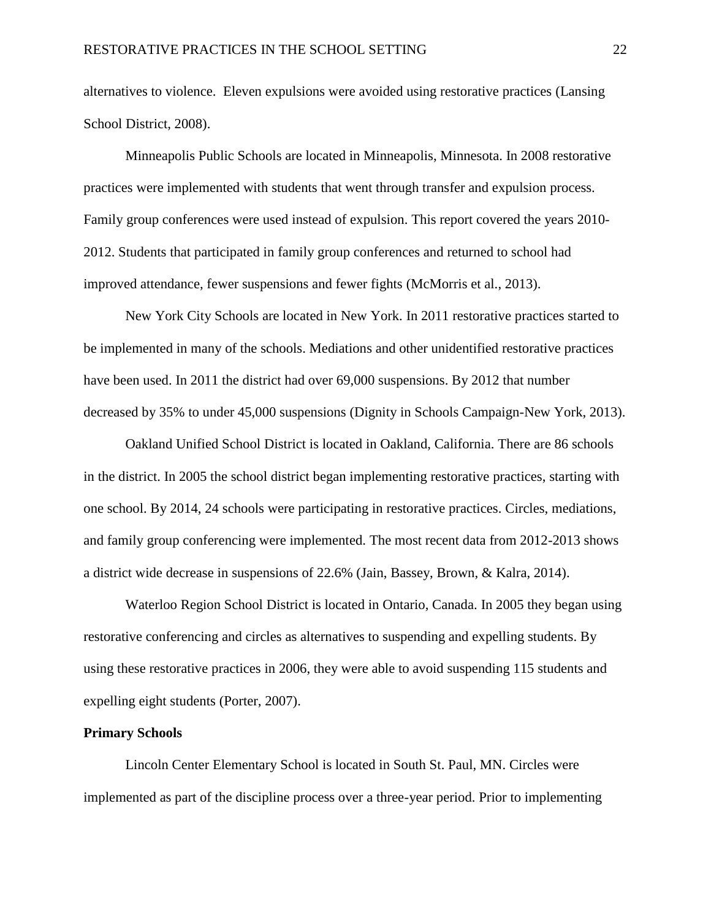alternatives to violence.  Eleven expulsions were avoided using restorative practices (Lansing School District, 2008).

Minneapolis Public Schools are located in Minneapolis, Minnesota. In 2008 restorative practices were implemented with students that went through transfer and expulsion process. Family group conferences were used instead of expulsion. This report covered the years 2010-2012. Students that participated in family group conferences and returned to school had improved attendance, fewer suspensions and fewer fights (McMorris et al., 2013).

New York City Schools are located in New York. In 2011 restorative practices started to be implemented in many of the schools. Mediations and other unidentified restorative practices have been used. In 2011 the district had over 69,000 suspensions. By 2012 that number decreased by 35% to under 45,000 suspensions (Dignity in Schools Campaign-New York, 2013).

Oakland Unified School District is located in Oakland, California. There are 86 schools in the district. In 2005 the school district began implementing restorative practices, starting with one school. By 2014, 24 schools were participating in restorative practices. Circles, mediations, and family group conferencing were implemented. The most recent data from 2012-2013 shows a district wide decrease in suspensions of 22.6% (Jain, Bassey, Brown, & Kalra, 2014).

Waterloo Region School District is located in Ontario, Canada. In 2005 they began using restorative conferencing and circles as alternatives to suspending and expelling students. By using these restorative practices in 2006, they were able to avoid suspending 115 students and expelling eight students (Porter, 2007).

**Primary Schools**

Lincoln Center Elementary School is located in South St. Paul, MN. Circles were implemented as part of the discipline process over a three-year period. Prior to implementing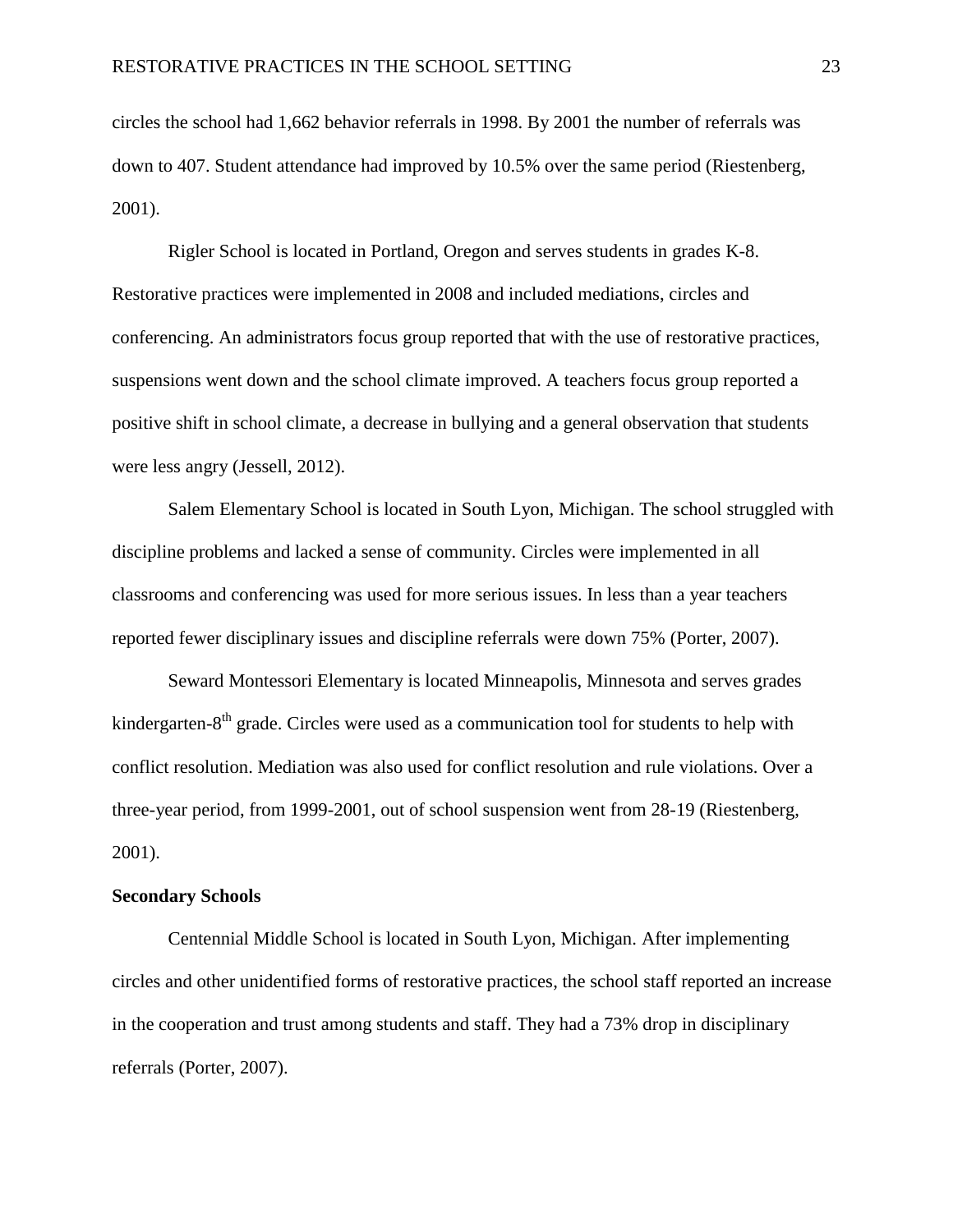circles the school had 1,662 behavior referrals in 1998. By 2001 the number of referrals was down to 407. Student attendance had improved by 10.5% over the same period (Riestenberg, 2001).

Rigler School is located in Portland, Oregon and serves students in grades K-8. Restorative practices were implemented in 2008 and included mediations, circles and conferencing. An administrators focus group reported that with the use of restorative practices, suspensions went down and the school climate improved. A teachers focus group reported a positive shift in school climate, a decrease in bullying and a general observation that students were less angry (Jessell, 2012).

Salem Elementary School is located in South Lyon, Michigan. The school struggled with discipline problems and lacked a sense of community. Circles were implemented in all classrooms and conferencing was used for more serious issues. In less than a year teachers reported fewer disciplinary issues and discipline referrals were down 75% (Porter, 2007).

Seward Montessori Elementary is located Minneapolis, Minnesota and serves grades kindergarten-8th grade. Circles were used as a communication tool for students to help with conflict resolution. Mediation was also used for conflict resolution and rule violations. Over a three-year period, from 1999-2001, out of school suspension went from 28-19 (Riestenberg, 2001).

**Secondary Schools**

Centennial Middle School is located in South Lyon, Michigan. After implementing circles and other unidentified forms of restorative practices, the school staff reported an increase in the cooperation and trust among students and staff. They had a 73% drop in disciplinary referrals (Porter, 2007).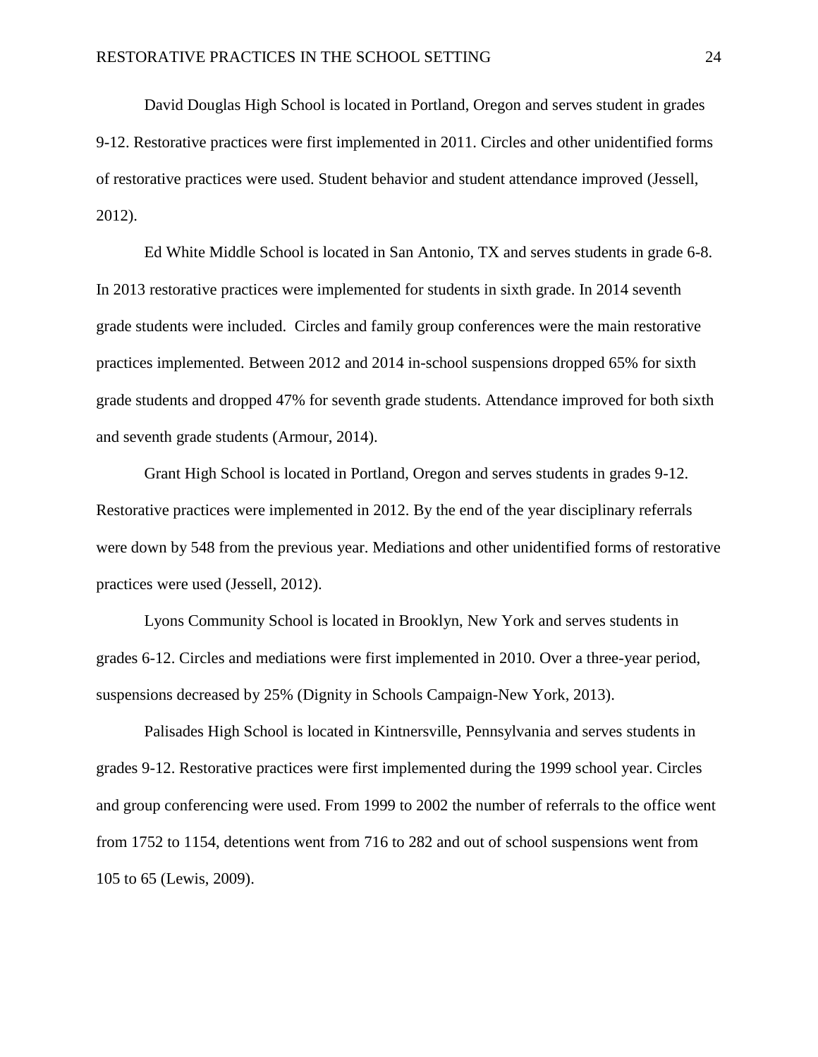David Douglas High School is located in Portland, Oregon and serves student in grades 9-12. Restorative practices were first implemented in 2011. Circles and other unidentified forms of restorative practices were used. Student behavior and student attendance improved (Jessell, 2012).

Ed White Middle School is located in San Antonio, TX and serves students in grade 6-8. In 2013 restorative practices were implemented for students in sixth grade. In 2014 seventh grade students were included. Circles and family group conferences were the main restorative practices implemented. Between 2012 and 2014 in-school suspensions dropped 65% for sixth grade students and dropped 47% for seventh grade students. Attendance improved for both sixth and seventh grade students (Armour, 2014).

Grant High School is located in Portland, Oregon and serves students in grades 9-12. Restorative practices were implemented in 2012. By the end of the year disciplinary referrals were down by 548 from the previous year. Mediations and other unidentified forms of restorative practices were used (Jessell, 2012).

Lyons Community School is located in Brooklyn, New York and serves students in grades 6-12. Circles and mediations were first implemented in 2010. Over a three-year period, suspensions decreased by 25% (Dignity in Schools Campaign-New York, 2013).

Palisades High School is located in Kintnersville, Pennsylvania and serves students in grades 9-12. Restorative practices were first implemented during the 1999 school year. Circles and group conferencing were used. From 1999 to 2002 the number of referrals to the office went from 1752 to 1154, detentions went from 716 to 282 and out of school suspensions went from 105 to 65 (Lewis, 2009).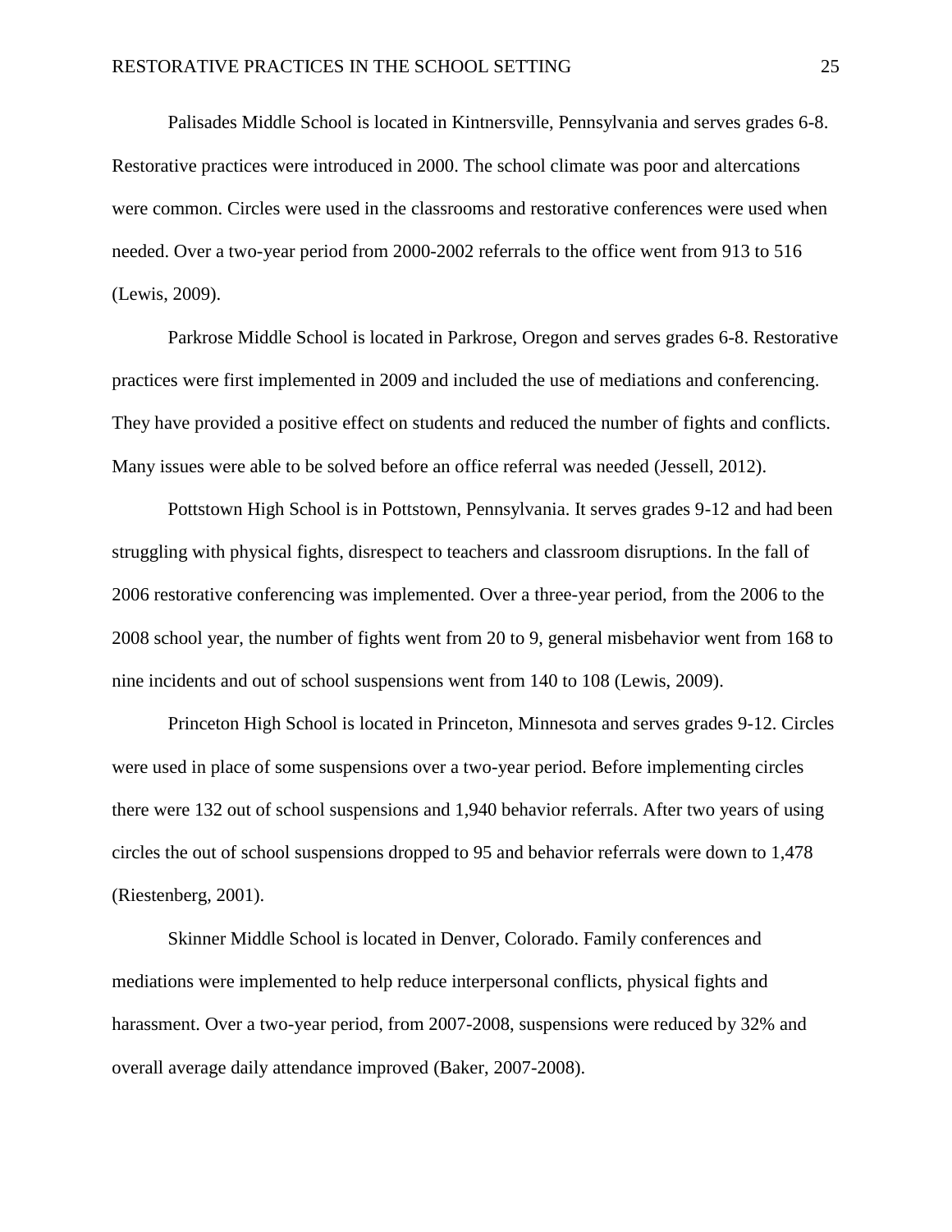Palisades Middle School is located in Kintnersville, Pennsylvania and serves grades 6-8. Restorative practices were introduced in 2000. The school climate was poor and altercations were common. Circles were used in the classrooms and restorative conferences were used when needed. Over a two-year period from 2000-2002 referrals to the office went from 913 to 516 (Lewis, 2009).

Parkrose Middle School is located in Parkrose, Oregon and serves grades 6-8. Restorative practices were first implemented in 2009 and included the use of mediations and conferencing. They have provided a positive effect on students and reduced the number of fights and conflicts. Many issues were able to be solved before an office referral was needed (Jessell, 2012).

Pottstown High School is in Pottstown, Pennsylvania. It serves grades 9-12 and had been struggling with physical fights, disrespect to teachers and classroom disruptions. In the fall of 2006 restorative conferencing was implemented. Over a three-year period, from the 2006 to the 2008 school year, the number of fights went from 20 to 9, general misbehavior went from 168 to nine incidents and out of school suspensions went from 140 to 108 (Lewis, 2009).

Princeton High School is located in Princeton, Minnesota and serves grades 9-12. Circles were used in place of some suspensions over a two-year period. Before implementing circles there were 132 out of school suspensions and 1,940 behavior referrals. After two years of using circles the out of school suspensions dropped to 95 and behavior referrals were down to 1,478 (Riestenberg, 2001).

Skinner Middle School is located in Denver, Colorado. Family conferences and mediations were implemented to help reduce interpersonal conflicts, physical fights and harassment. Over a two-year period, from 2007-2008, suspensions were reduced by 32% and overall average daily attendance improved (Baker, 2007-2008).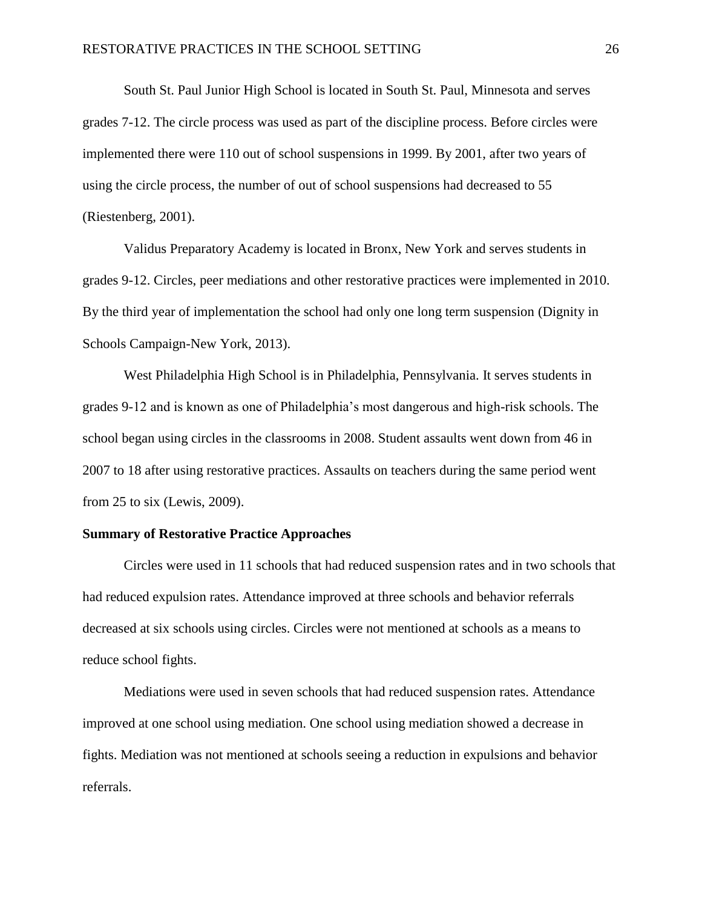South St. Paul Junior High School is located in South St. Paul, Minnesota and serves grades 7-12. The circle process was used as part of the discipline process. Before circles were implemented there were 110 out of school suspensions in 1999. By 2001, after two years of using the circle process, the number of out of school suspensions had decreased to 55 (Riestenberg, 2001).

Validus Preparatory Academy is located in Bronx, New York and serves students in grades 9-12. Circles, peer mediations and other restorative practices were implemented in 2010. By the third year of implementation the school had only one long term suspension (Dignity in Schools Campaign-New York, 2013).

West Philadelphia High School is in Philadelphia, Pennsylvania. It serves students in grades 9-12 and is known as one of Philadelphia's most dangerous and high-risk schools. The school began using circles in the classrooms in 2008. Student assaults went down from 46 in 2007 to 18 after using restorative practices. Assaults on teachers during the same period went from 25 to six (Lewis, 2009).

**Summary of Restorative Practice Approaches**

Circles were used in 11 schools that had reduced suspension rates and in two schools that had reduced expulsion rates. Attendance improved at three schools and behavior referrals decreased at six schools using circles. Circles were not mentioned at schools as a means to reduce school fights.

Mediations were used in seven schools that had reduced suspension rates. Attendance improved at one school using mediation. One school using mediation showed a decrease in fights. Mediation was not mentioned at schools seeing a reduction in expulsions and behavior referrals.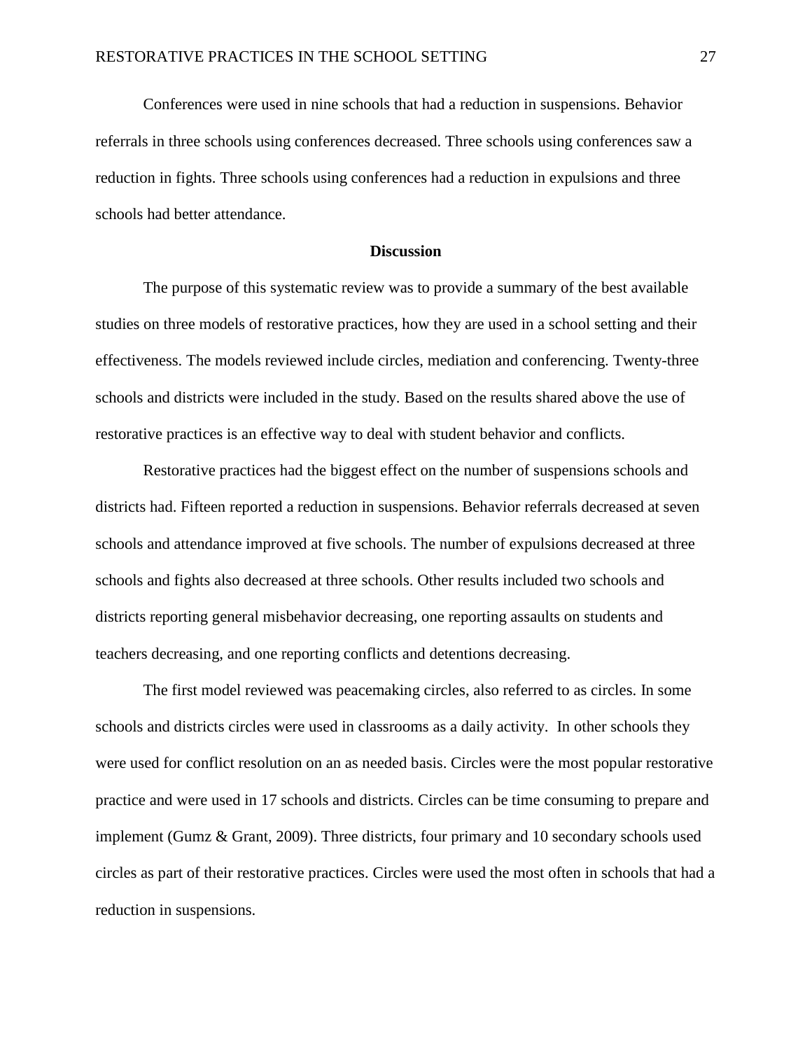Conferences were used in nine schools that had a reduction in suspensions. Behavior referrals in three schools using conferences decreased. Three schools using conferences saw a reduction in fights. Three schools using conferences had a reduction in expulsions and three schools had better attendance.

## Discussion

The purpose of this systematic review was to provide a summary of the best available studies on three models of restorative practices, how they are used in a school setting and their effectiveness. The models reviewed include circles, mediation and conferencing. Twenty-three schools and districts were included in the study. Based on the results shared above the use of restorative practices is an effective way to deal with student behavior and conflicts.

Restorative practices had the biggest effect on the number of suspensions schools and districts had. Fifteen reported a reduction in suspensions. Behavior referrals decreased at seven schools and attendance improved at five schools. The number of expulsions decreased at three schools and fights also decreased at three schools. Other results included two schools and districts reporting general misbehavior decreasing, one reporting assaults on students and teachers decreasing, and one reporting conflicts and detentions decreasing.

The first model reviewed was peacemaking circles, also referred to as circles. In some schools and districts circles were used in classrooms as a daily activity. In other schools they were used for conflict resolution on an as needed basis. Circles were the most popular restorative practice and were used in 17 schools and districts. Circles can be time consuming to prepare and implement (Gumz & Grant, 2009). Three districts, four primary and 10 secondary schools used circles as part of their restorative practices. Circles were used the most often in schools that had a reduction in suspensions.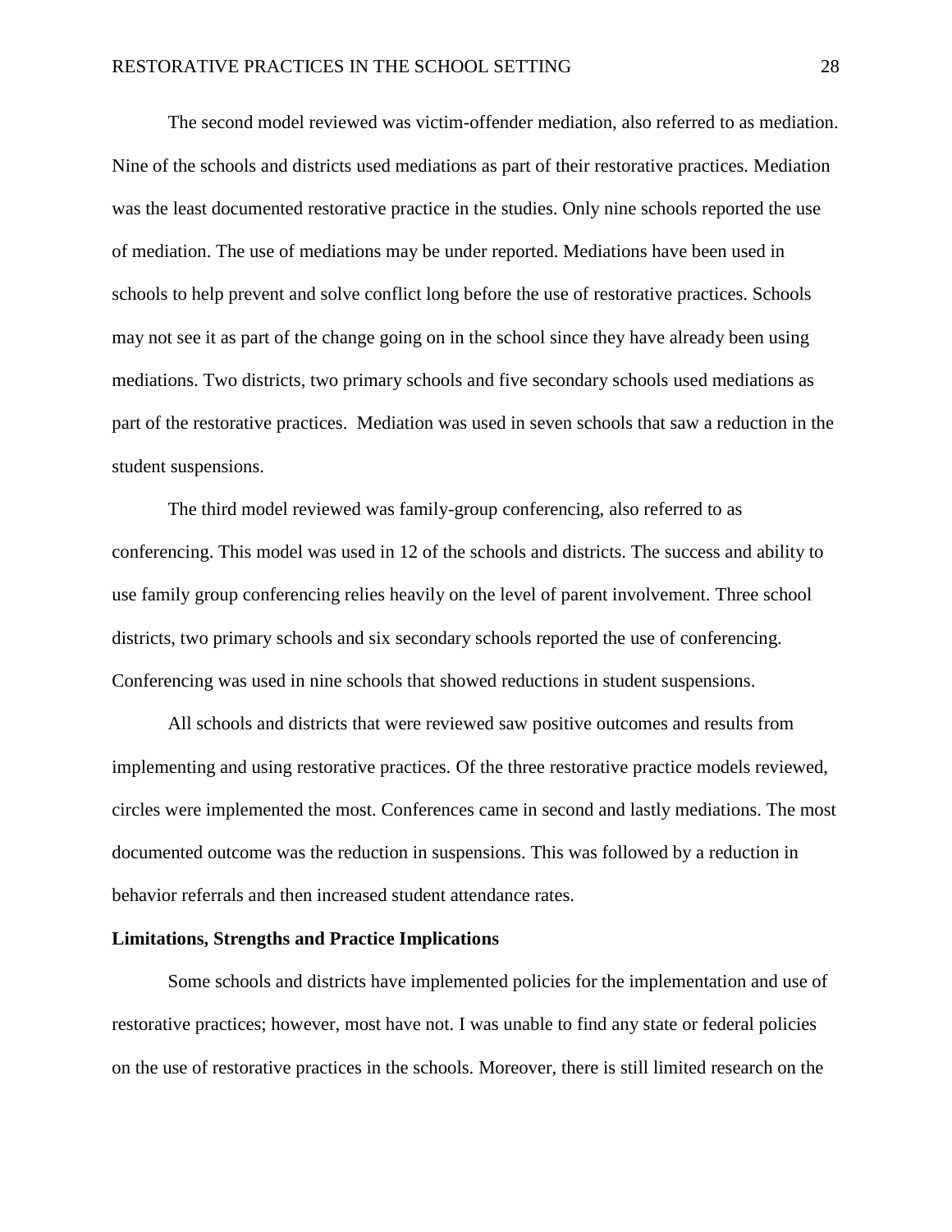The second model reviewed was victim-offender mediation, also referred to as mediation. Nine of the schools and districts used mediations as part of their restorative practices. Mediation was the least documented restorative practice in the studies. Only nine schools reported the use of mediation. The use of mediations may be under reported. Mediations have been used in schools to help prevent and solve conflict long before the use of restorative practices. Schools may not see it as part of the change going on in the school since they have already been using mediations. Two districts, two primary schools and five secondary schools used mediations as part of the restorative practices. Mediation was used in seven schools that saw a reduction in the student suspensions.

The third model reviewed was family-group conferencing, also referred to as conferencing. This model was used in 12 of the schools and districts. The success and ability to use family group conferencing relies heavily on the level of parent involvement. Three school districts, two primary schools and six secondary schools reported the use of conferencing. Conferencing was used in nine schools that showed reductions in student suspensions.

All schools and districts that were reviewed saw positive outcomes and results from implementing and using restorative practices. Of the three restorative practice models reviewed, circles were implemented the most. Conferences came in second and lastly mediations. The most documented outcome was the reduction in suspensions. This was followed by a reduction in behavior referrals and then increased student attendance rates.

**Limitations, Strengths and Practice Implications**

Some schools and districts have implemented policies for the implementation and use of restorative practices; however, most have not. I was unable to find any state or federal policies on the use of restorative practices in the schools. Moreover, there is still limited research on the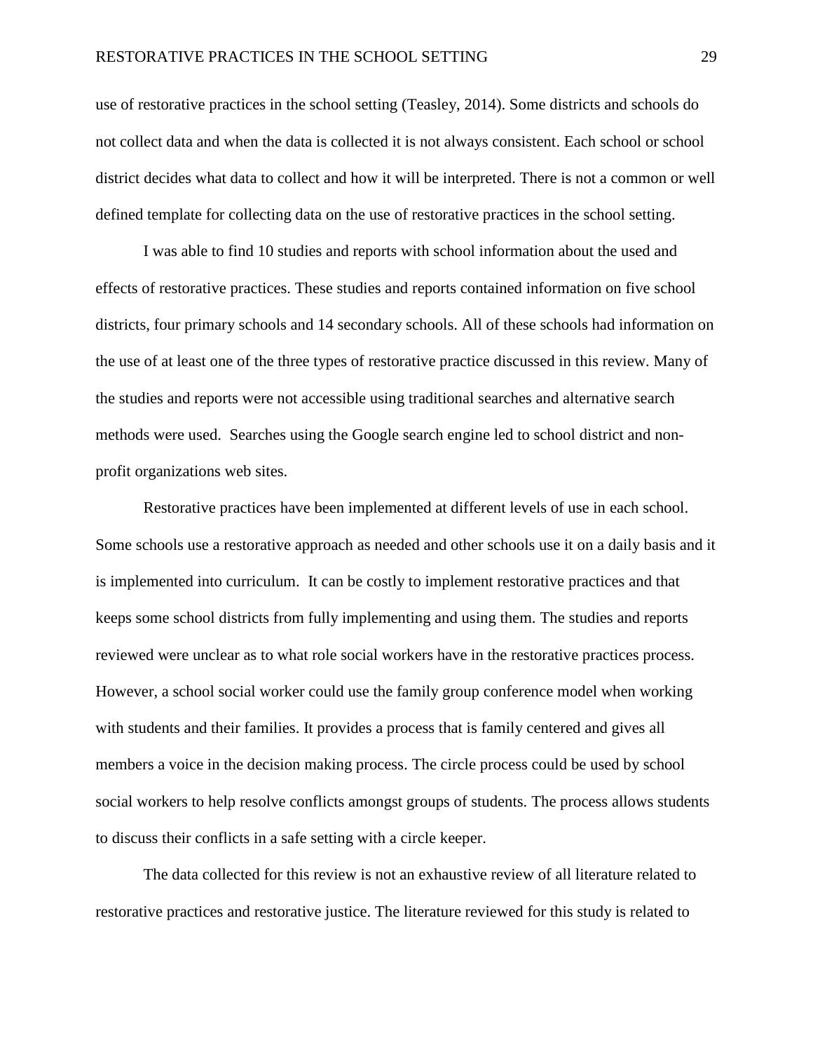use of restorative practices in the school setting (Teasley, 2014). Some districts and schools do not collect data and when the data is collected it is not always consistent. Each school or school district decides what data to collect and how it will be interpreted. There is not a common or well defined template for collecting data on the use of restorative practices in the school setting.

I was able to find 10 studies and reports with school information about the used and effects of restorative practices. These studies and reports contained information on five school districts, four primary schools and 14 secondary schools. All of these schools had information on the use of at least one of the three types of restorative practice discussed in this review. Many of the studies and reports were not accessible using traditional searches and alternative search methods were used. Searches using the Google search engine led to school district and non-profit organizations web sites.

Restorative practices have been implemented at different levels of use in each school. Some schools use a restorative approach as needed and other schools use it on a daily basis and it is implemented into curriculum. It can be costly to implement restorative practices and that keeps some school districts from fully implementing and using them. The studies and reports reviewed were unclear as to what role social workers have in the restorative practices process. However, a school social worker could use the family group conference model when working with students and their families. It provides a process that is family centered and gives all members a voice in the decision making process. The circle process could be used by school social workers to help resolve conflicts amongst groups of students. The process allows students to discuss their conflicts in a safe setting with a circle keeper.

The data collected for this review is not an exhaustive review of all literature related to restorative practices and restorative justice. The literature reviewed for this study is related to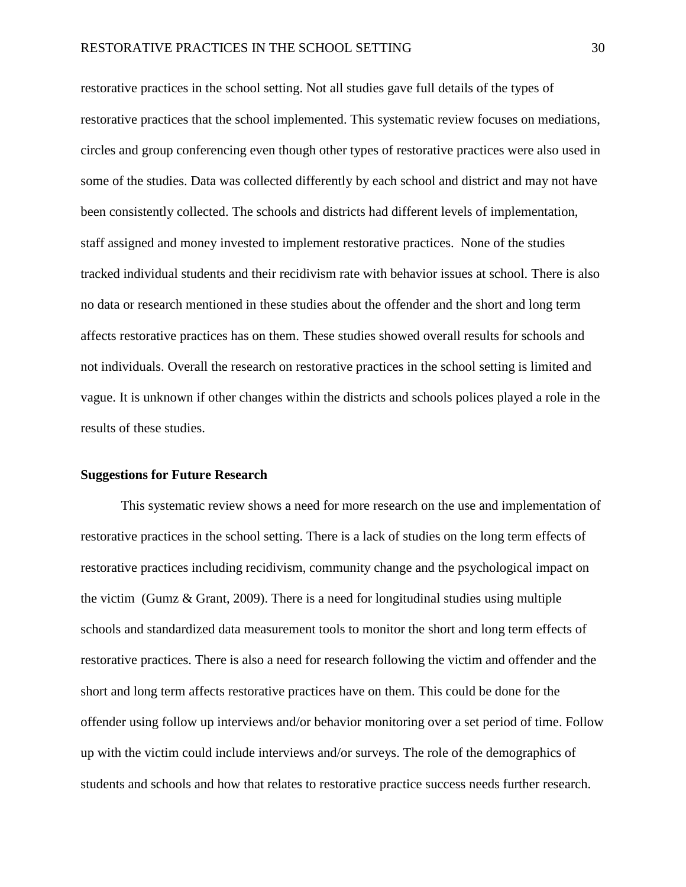restorative practices in the school setting. Not all studies gave full details of the types of restorative practices that the school implemented. This systematic review focuses on mediations, circles and group conferencing even though other types of restorative practices were also used in some of the studies. Data was collected differently by each school and district and may not have been consistently collected. The schools and districts had different levels of implementation, staff assigned and money invested to implement restorative practices. None of the studies tracked individual students and their recidivism rate with behavior issues at school. There is also no data or research mentioned in these studies about the offender and the short and long term affects restorative practices has on them. These studies showed overall results for schools and not individuals. Overall the research on restorative practices in the school setting is limited and vague. It is unknown if other changes within the districts and schools polices played a role in the results of these studies.

### Suggestions for Future Research

This systematic review shows a need for more research on the use and implementation of restorative practices in the school setting. There is a lack of studies on the long term effects of restorative practices including recidivism, community change and the psychological impact on the victim (Gumz & Grant, 2009). There is a need for longitudinal studies using multiple schools and standardized data measurement tools to monitor the short and long term effects of restorative practices. There is also a need for research following the victim and offender and the short and long term affects restorative practices have on them. This could be done for the offender using follow up interviews and/or behavior monitoring over a set period of time. Follow up with the victim could include interviews and/or surveys. The role of the demographics of students and schools and how that relates to restorative practice success needs further research.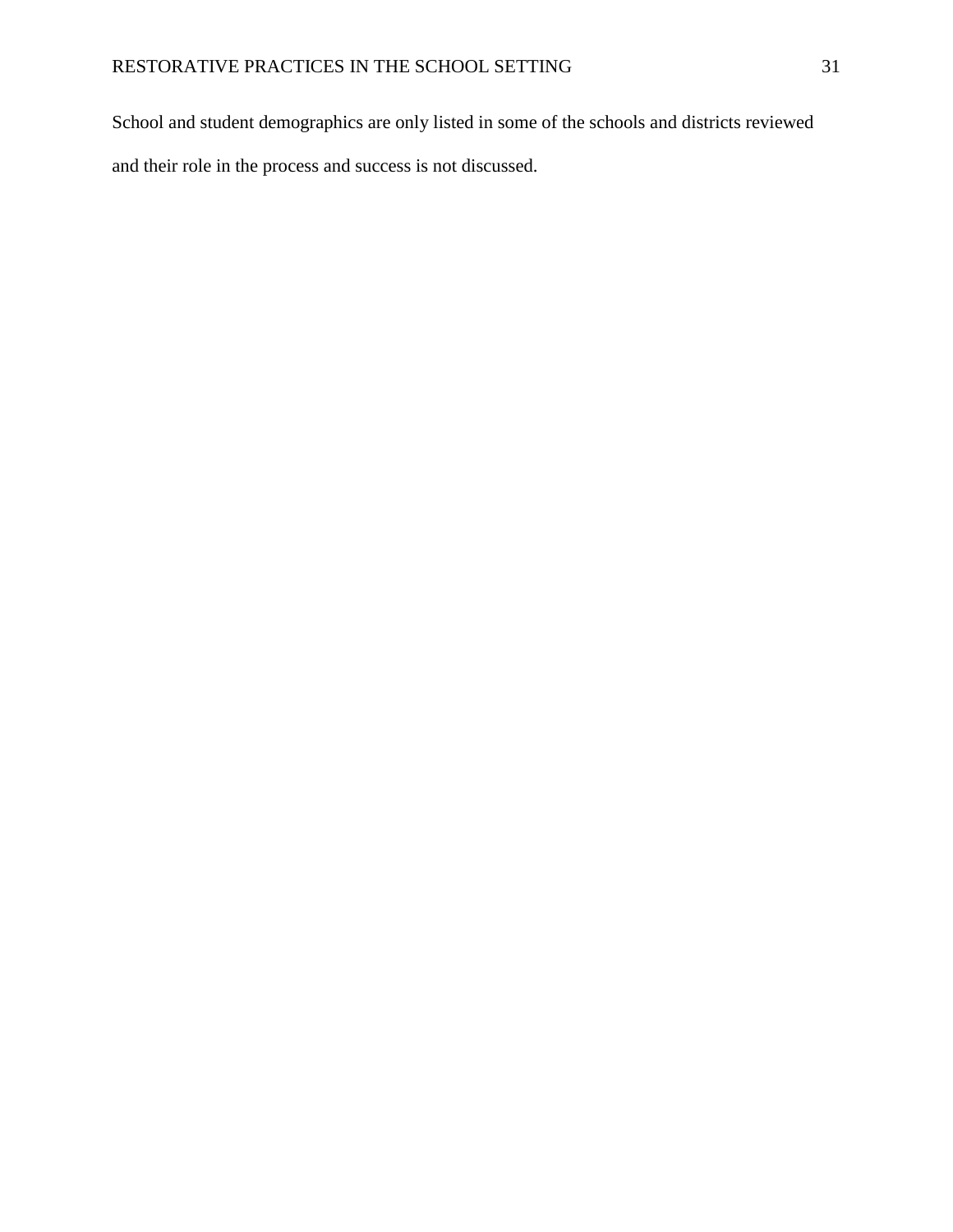School and student demographics are only listed in some of the schools and districts reviewed and their role in the process and success is not discussed.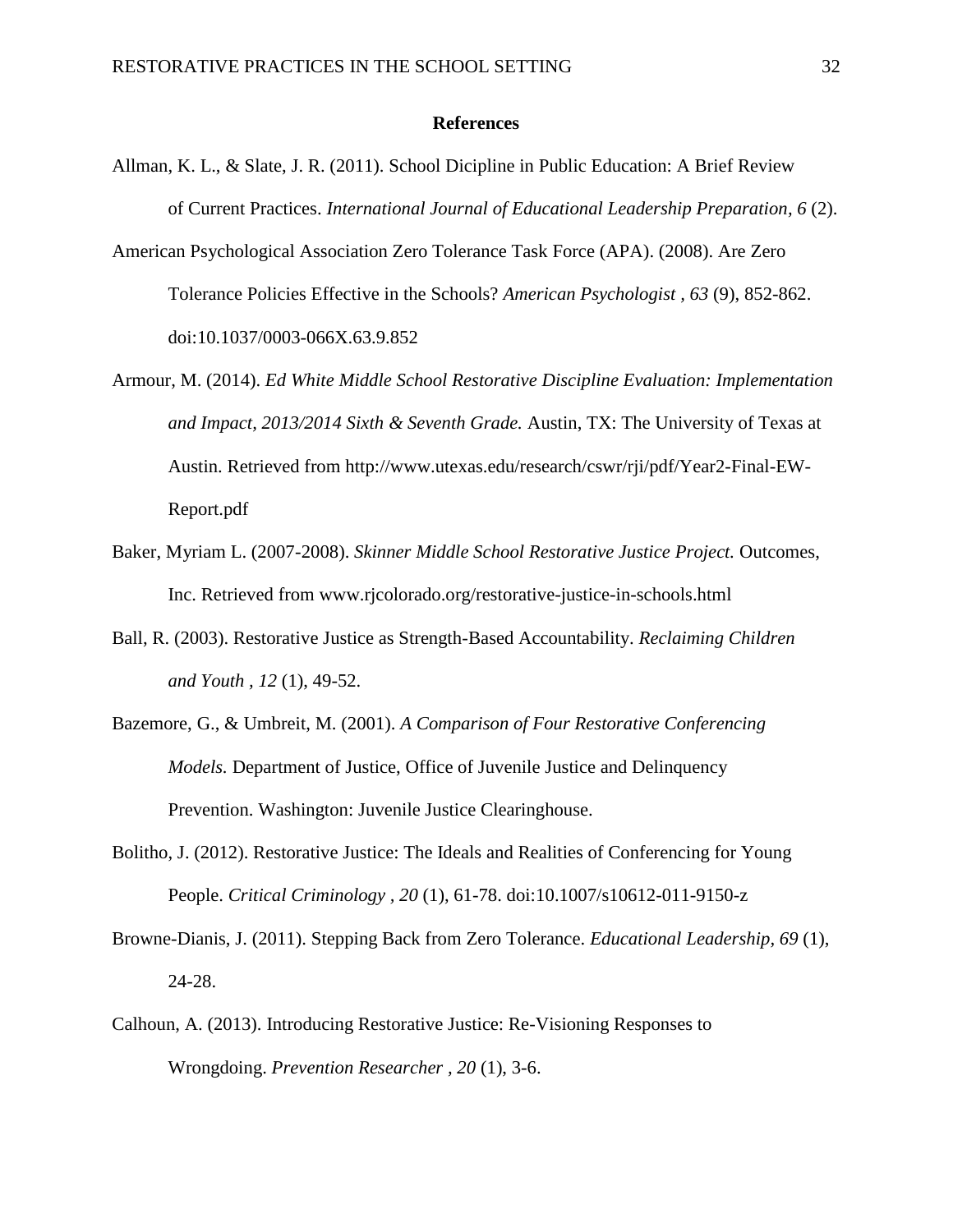## References

Allman, K. L., & Slate, J. R. (2011). School Dicipline in Public Education: A Brief Review of Current Practices. *International Journal of Educational Leadership Preparation, 6* (2).

American Psychological Association Zero Tolerance Task Force (APA). (2008). Are Zero Tolerance Policies Effective in the Schools? *American Psychologist , 63* (9), 852-862. doi:10.1037/0003-066X.63.9.852

Armour, M. (2014). *Ed White Middle School Restorative Discipline Evaluation: Implementation and Impact, 2013/2014 Sixth & Seventh Grade.* Austin, TX: The University of Texas at Austin. Retrieved from http://www.utexas.edu/research/cswr/rji/pdf/Year2-Final-EW-Report.pdf

Baker, Myriam L. (2007-2008). *Skinner Middle School Restorative Justice Project.* Outcomes, Inc. Retrieved from www.rjcolorado.org/restorative-justice-in-schools.html

Ball, R. (2003). Restorative Justice as Strength-Based Accountability. *Reclaiming Children and Youth , 12* (1), 49-52.

Bazemore, G., & Umbreit, M. (2001). *A Comparison of Four Restorative Conferencing Models.* Department of Justice, Office of Juvenile Justice and Delinquency Prevention. Washington: Juvenile Justice Clearinghouse.

Bolitho, J. (2012). Restorative Justice: The Ideals and Realities of Conferencing for Young People. *Critical Criminology , 20* (1), 61-78. doi:10.1007/s10612-011-9150-z

Browne-Dianis, J. (2011). Stepping Back from Zero Tolerance. *Educational Leadership, 69* (1), 24-28.

Calhoun, A. (2013). Introducing Restorative Justice: Re-Visioning Responses to Wrongdoing. *Prevention Researcher , 20* (1), 3-6.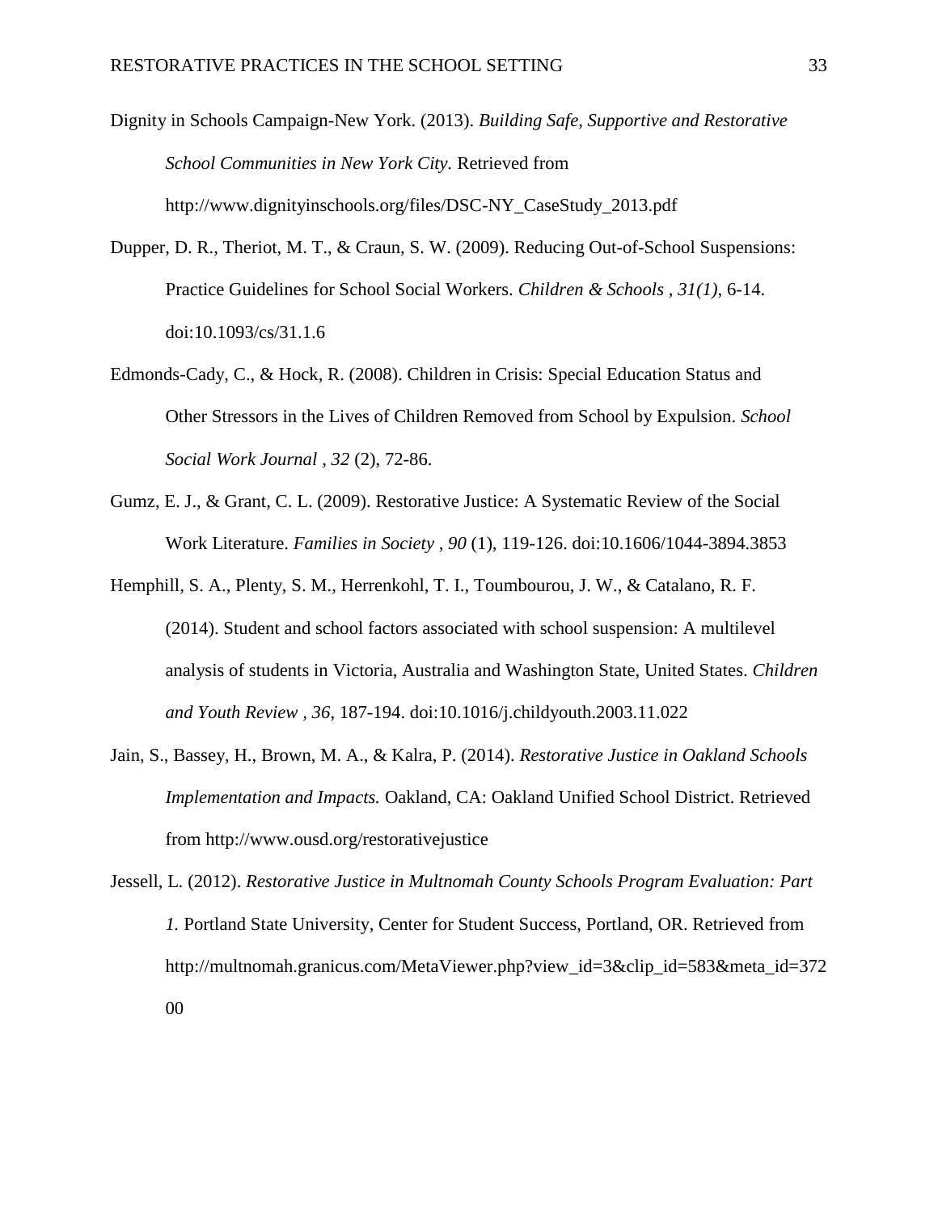Dignity in Schools Campaign-New York. (2013). *Building Safe, Supportive and Restorative School Communities in New York City.* Retrieved from http://www.dignityinschools.org/files/DSC-NY_CaseStudy_2013.pdf

Dupper, D. R., Theriot, M. T., & Craun, S. W. (2009). Reducing Out-of-School Suspensions: Practice Guidelines for School Social Workers. *Children & Schools , 31(1)*, 6-14. doi:10.1093/cs/31.1.6

Edmonds-Cady, C., & Hock, R. (2008). Children in Crisis: Special Education Status and Other Stressors in the Lives of Children Removed from School by Expulsion. *School Social Work Journal , 32* (2), 72-86.

Gumz, E. J., & Grant, C. L. (2009). Restorative Justice: A Systematic Review of the Social Work Literature. *Families in Society , 90* (1), 119-126. doi:10.1606/1044-3894.3853

Hemphill, S. A., Plenty, S. M., Herrenkohl, T. I., Toumbourou, J. W., & Catalano, R. F. (2014). Student and school factors associated with school suspension: A multilevel analysis of students in Victoria, Australia and Washington State, United States. *Children and Youth Review , 36*, 187-194. doi:10.1016/j.childyouth.2003.11.022

Jain, S., Bassey, H., Brown, M. A., & Kalra, P. (2014). *Restorative Justice in Oakland Schools Implementation and Impacts.* Oakland, CA: Oakland Unified School District. Retrieved from http://www.ousd.org/restorativejustice

Jessell, L. (2012). *Restorative Justice in Multnomah County Schools Program Evaluation: Part 1.* Portland State University, Center for Student Success, Portland, OR. Retrieved from http://multnomah.granicus.com/MetaViewer.php?view_id=3&clip_id=583&meta_id=37200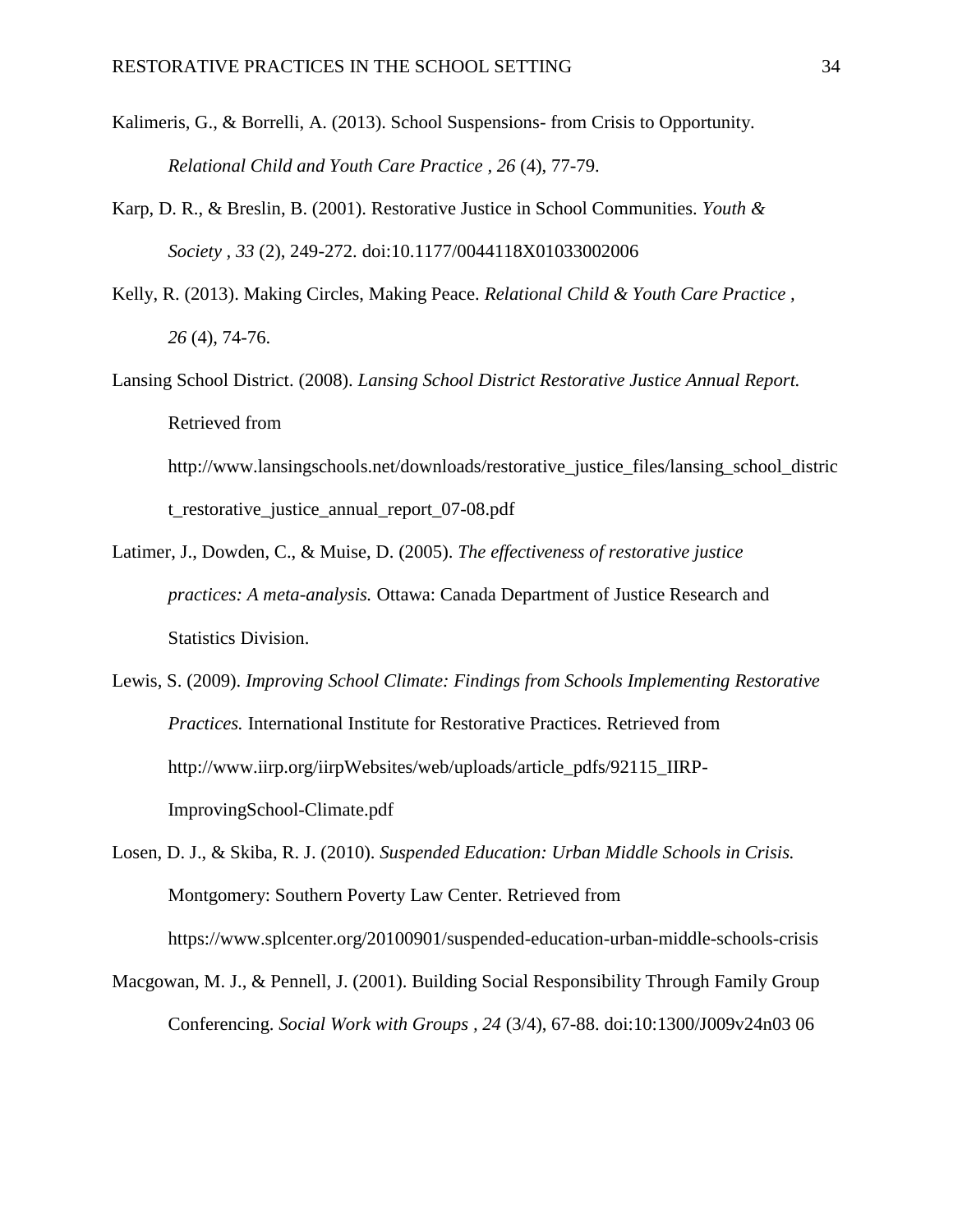Kalimeris, G., & Borrelli, A. (2013). School Suspensions- from Crisis to Opportunity. *Relational Child and Youth Care Practice , 26* (4), 77-79.

Karp, D. R., & Breslin, B. (2001). Restorative Justice in School Communities. *Youth & Society , 33* (2), 249-272. doi:10.1177/0044118X01033002006

Kelly, R. (2013). Making Circles, Making Peace. *Relational Child & Youth Care Practice , 26* (4), 74-76.

Lansing School District. (2008). *Lansing School District Restorative Justice Annual Report.* Retrieved from http://www.lansingschools.net/downloads/restorative_justice_files/lansing_school_district_restorative_justice_annual_report_07-08.pdf

Latimer, J., Dowden, C., & Muise, D. (2005). *The effectiveness of restorative justice practices: A meta-analysis.* Ottawa: Canada Department of Justice Research and Statistics Division.

Lewis, S. (2009). *Improving School Climate: Findings from Schools Implementing Restorative Practices.* International Institute for Restorative Practices. Retrieved from http://www.iirp.org/iirpWebsites/web/uploads/article_pdfs/92115_IIRP-ImprovingSchool-Climate.pdf

Losen, D. J., & Skiba, R. J. (2010). *Suspended Education: Urban Middle Schools in Crisis.* Montgomery: Southern Poverty Law Center. Retrieved from https://www.splcenter.org/20100901/suspended-education-urban-middle-schools-crisis

Macgowan, M. J., & Pennell, J. (2001). Building Social Responsibility Through Family Group Conferencing. *Social Work with Groups , 24* (3/4), 67-88. doi:10:1300/J009v24n03 06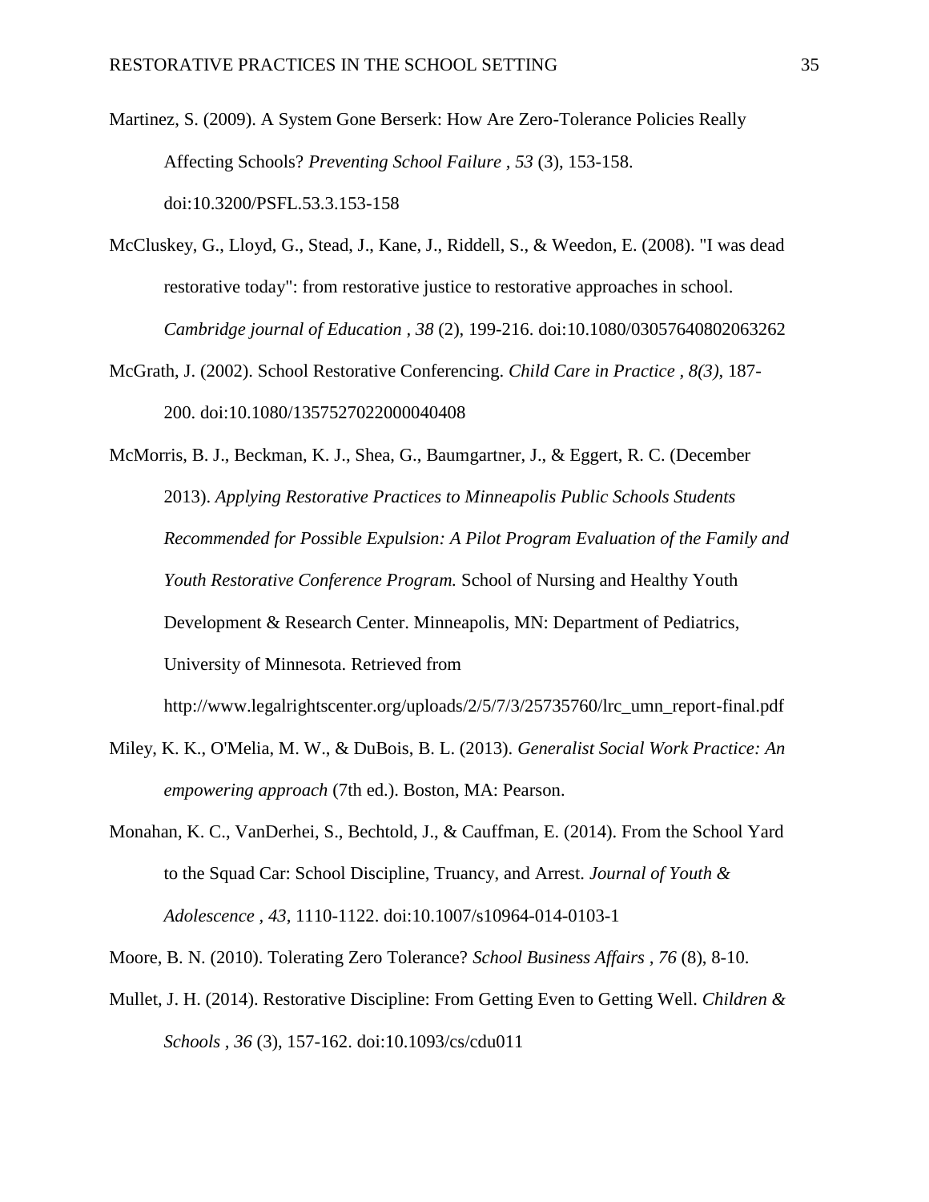Martinez, S. (2009). A System Gone Berserk: How Are Zero-Tolerance Policies Really Affecting Schools? *Preventing School Failure , 53* (3), 153-158. doi:10.3200/PSFL.53.3.153-158

McCluskey, G., Lloyd, G., Stead, J., Kane, J., Riddell, S., & Weedon, E. (2008). "I was dead restorative today": from restorative justice to restorative approaches in school. *Cambridge journal of Education , 38* (2), 199-216. doi:10.1080/03057640802063262

McGrath, J. (2002). School Restorative Conferencing. *Child Care in Practice , 8(3)*, 187-200. doi:10.1080/1357527022000040408

McMorris, B. J., Beckman, K. J., Shea, G., Baumgartner, J., & Eggert, R. C. (December 2013). *Applying Restorative Practices to Minneapolis Public Schools Students Recommended for Possible Expulsion: A Pilot Program Evaluation of the Family and Youth Restorative Conference Program.* School of Nursing and Healthy Youth Development & Research Center. Minneapolis, MN: Department of Pediatrics, University of Minnesota. Retrieved from http://www.legalrightscenter.org/uploads/2/5/7/3/25735760/lrc_umn_report-final.pdf

Miley, K. K., O'Melia, M. W., & DuBois, B. L. (2013). *Generalist Social Work Practice: An empowering approach* (7th ed.). Boston, MA: Pearson.

Monahan, K. C., VanDerhei, S., Bechtold, J., & Cauffman, E. (2014). From the School Yard to the Squad Car: School Discipline, Truancy, and Arrest. *Journal of Youth & Adolescence , 43*, 1110-1122. doi:10.1007/s10964-014-0103-1

Moore, B. N. (2010). Tolerating Zero Tolerance? *School Business Affairs , 76* (8), 8-10.

Mullet, J. H. (2014). Restorative Discipline: From Getting Even to Getting Well. *Children & Schools , 36* (3), 157-162. doi:10.1093/cs/cdu011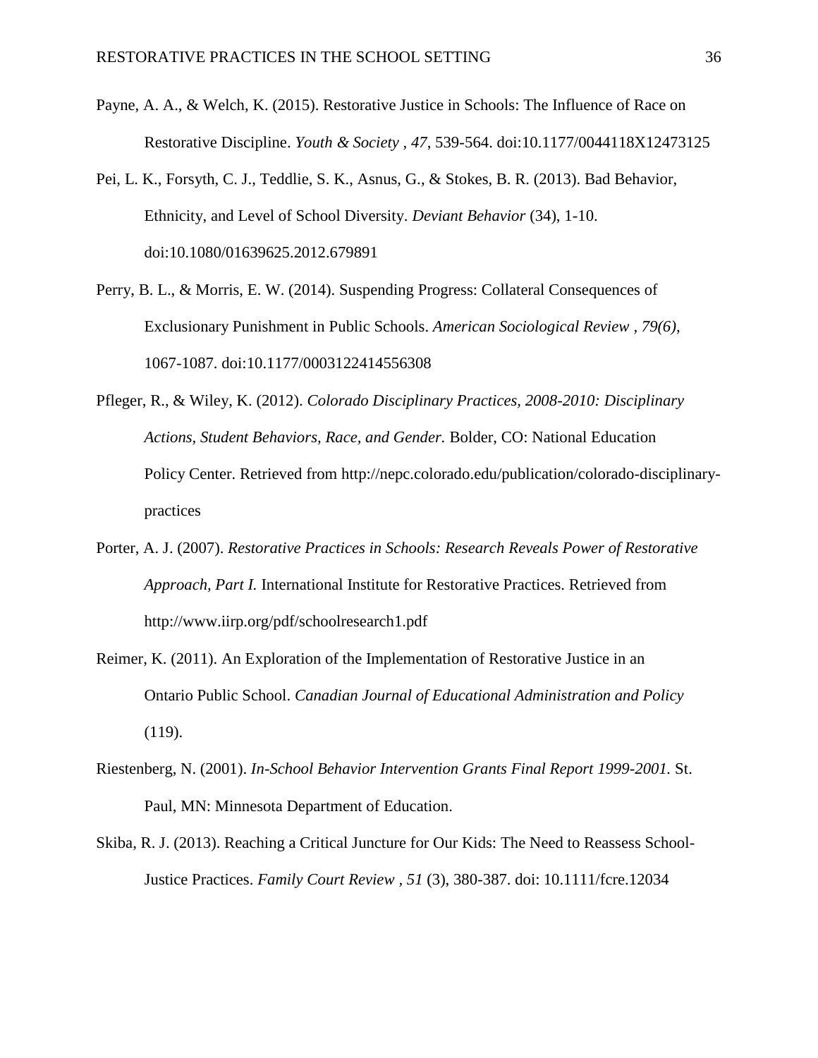Payne, A. A., & Welch, K. (2015). Restorative Justice in Schools: The Influence of Race on Restorative Discipline. *Youth & Society , 47,* 539-564. doi:10.1177/0044118X12473125

Pei, L. K., Forsyth, C. J., Teddlie, S. K., Asnus, G., & Stokes, B. R. (2013). Bad Behavior, Ethnicity, and Level of School Diversity. *Deviant Behavior* (34), 1-10. doi:10.1080/01639625.2012.679891

Perry, B. L., & Morris, E. W. (2014). Suspending Progress: Collateral Consequences of Exclusionary Punishment in Public Schools. *American Sociological Review , 79(6)*, 1067-1087. doi:10.1177/0003122414556308

Pfleger, R., & Wiley, K. (2012). *Colorado Disciplinary Practices, 2008-2010: Disciplinary Actions, Student Behaviors, Race, and Gender.* Bolder, CO: National Education Policy Center. Retrieved from http://nepc.colorado.edu/publication/colorado-disciplinary-practices

Porter, A. J. (2007). *Restorative Practices in Schools: Research Reveals Power of Restorative Approach, Part I.* International Institute for Restorative Practices. Retrieved from http://www.iirp.org/pdf/schoolresearch1.pdf

Reimer, K. (2011). An Exploration of the Implementation of Restorative Justice in an Ontario Public School. *Canadian Journal of Educational Administration and Policy* (119).

Riestenberg, N. (2001). *In-School Behavior Intervention Grants Final Report 1999-2001.* St. Paul, MN: Minnesota Department of Education.

Skiba, R. J. (2013). Reaching a Critical Juncture for Our Kids: The Need to Reassess School-Justice Practices. *Family Court Review , 51* (3), 380-387. doi: 10.1111/fcre.12034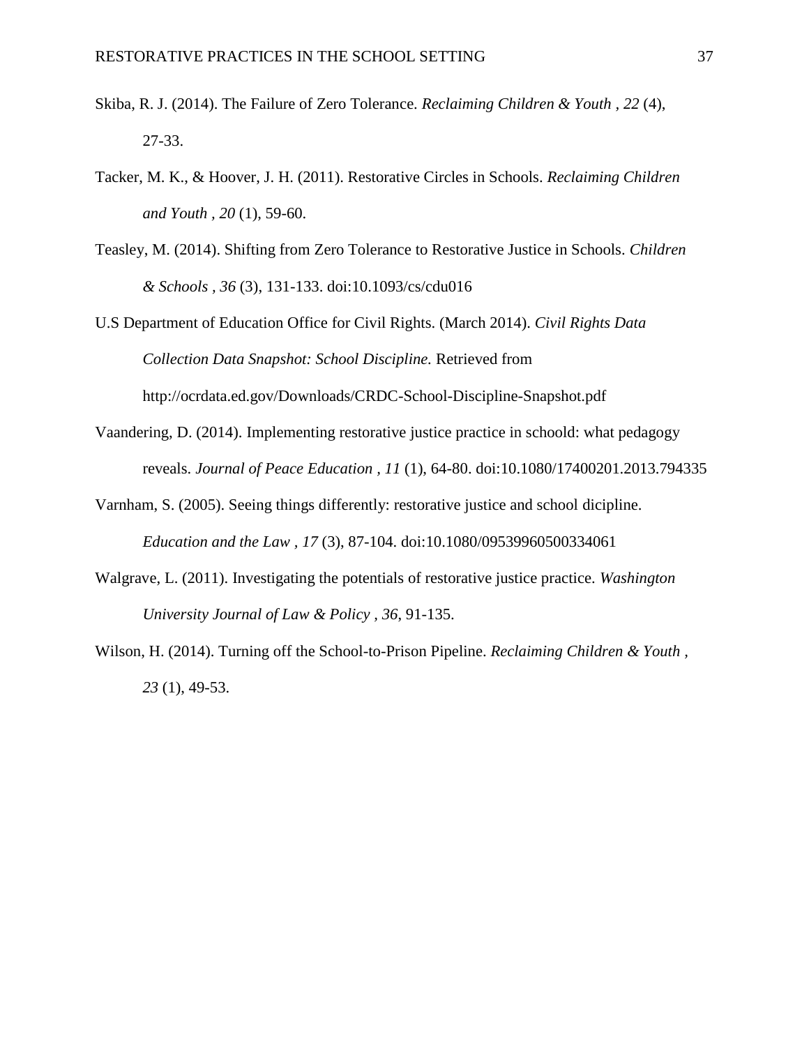Skiba, R. J. (2014). The Failure of Zero Tolerance. *Reclaiming Children & Youth , 22* (4), 27-33.

Tacker, M. K., & Hoover, J. H. (2011). Restorative Circles in Schools. *Reclaiming Children and Youth , 20* (1), 59-60.

Teasley, M. (2014). Shifting from Zero Tolerance to Restorative Justice in Schools. *Children & Schools , 36* (3), 131-133. doi:10.1093/cs/cdu016

U.S Department of Education Office for Civil Rights. (March 2014). *Civil Rights Data Collection Data Snapshot: School Discipline.* Retrieved from http://ocrdata.ed.gov/Downloads/CRDC-School-Discipline-Snapshot.pdf

Vaandering, D. (2014). Implementing restorative justice practice in schoold: what pedagogy reveals. *Journal of Peace Education , 11* (1), 64-80. doi:10.1080/17400201.2013.794335

Varnham, S. (2005). Seeing things differently: restorative justice and school dicipline. *Education and the Law , 17* (3), 87-104. doi:10.1080/09539960500334061

Walgrave, L. (2011). Investigating the potentials of restorative justice practice. *Washington University Journal of Law & Policy , 36*, 91-135.

Wilson, H. (2014). Turning off the School-to-Prison Pipeline. *Reclaiming Children & Youth , 23* (1), 49-53.